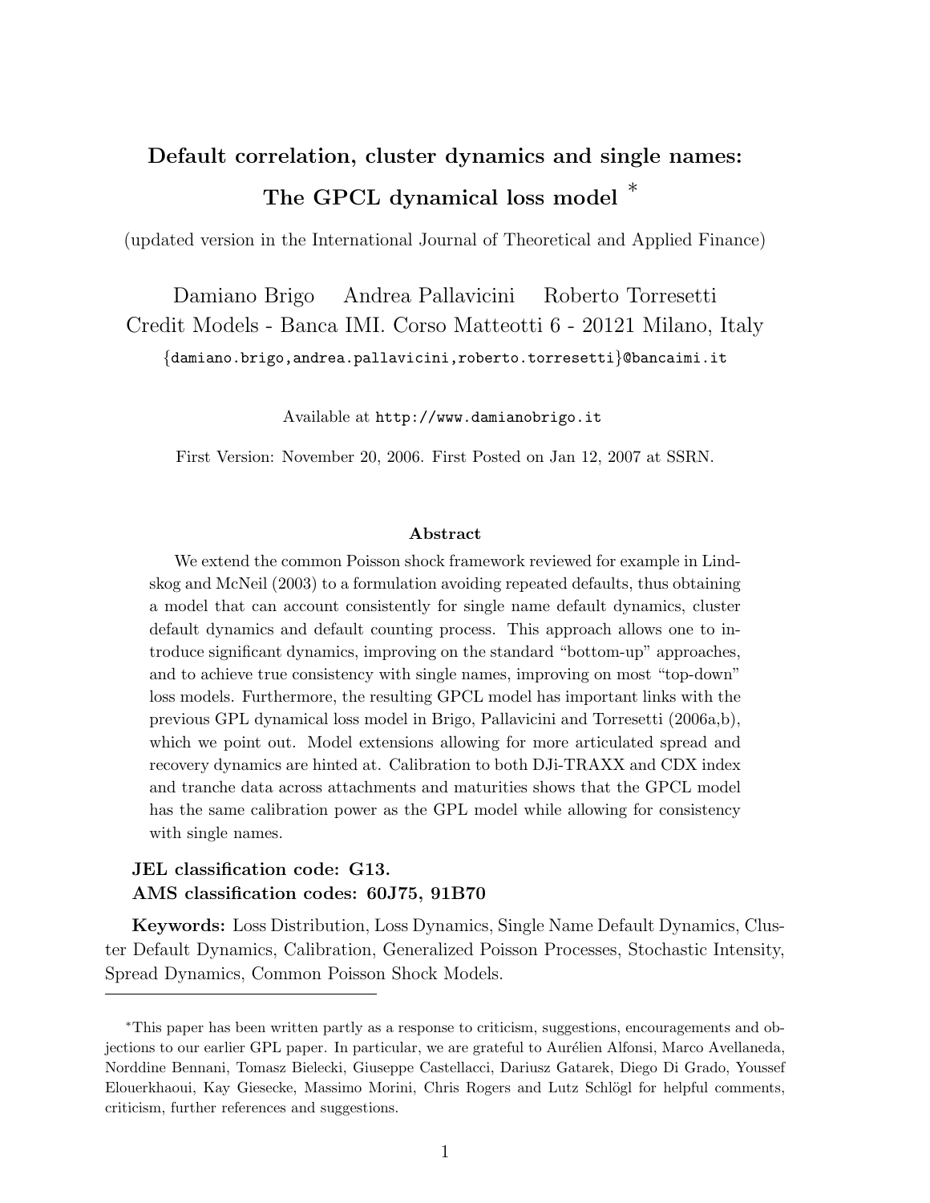# Default correlation, cluster dynamics and single names: The GPCL dynamical loss model *

(updated version in the International Journal of Theoretical and Applied Finance)

Damiano Brigo  Andrea Pallavicini  Roberto Torresetti

Credit Models - Banca IMI. Corso Matteotti 6 - 20121 Milano, Italy

{damiano.brigo,andrea.pallavicini,roberto.torresetti}@bancaimi.it

Available at http://www.damianobrigo.it

First Version: November 20, 2006. First Posted on Jan 12, 2007 at SSRN.

### Abstract

We extend the common Poisson shock framework reviewed for example in Lindskog and McNeil (2003) to a formulation avoiding repeated defaults, thus obtaining a model that can account consistently for single name default dynamics, cluster default dynamics and default counting process. This approach allows one to introduce significant dynamics, improving on the standard "bottom-up" approaches, and to achieve true consistency with single names, improving on most "top-down" loss models. Furthermore, the resulting GPCL model has important links with the previous GPL dynamical loss model in Brigo, Pallavicini and Torresetti (2006a,b), which we point out. Model extensions allowing for more articulated spread and recovery dynamics are hinted at. Calibration to both DJi-TRAXX and CDX index and tranche data across attachments and maturities shows that the GPCL model has the same calibration power as the GPL model while allowing for consistency with single names.

**JEL classification code: G13.**

**AMS classification codes: 60J75, 91B70**

**Keywords:** Loss Distribution, Loss Dynamics, Single Name Default Dynamics, Cluster Default Dynamics, Calibration, Generalized Poisson Processes, Stochastic Intensity, Spread Dynamics, Common Poisson Shock Models.

---

*This paper has been written partly as a response to criticism, suggestions, encouragements and objections to our earlier GPL paper. In particular, we are grateful to Aurélien Alfonsi, Marco Avellaneda, Norddine Bennani, Tomasz Bielecki, Giuseppe Castellacci, Dariusz Gatarek, Diego Di Grado, Youssef Elouerkhaoui, Kay Giesecke, Massimo Morini, Chris Rogers and Lutz Schlögl for helpful comments, criticism, further references and suggestions.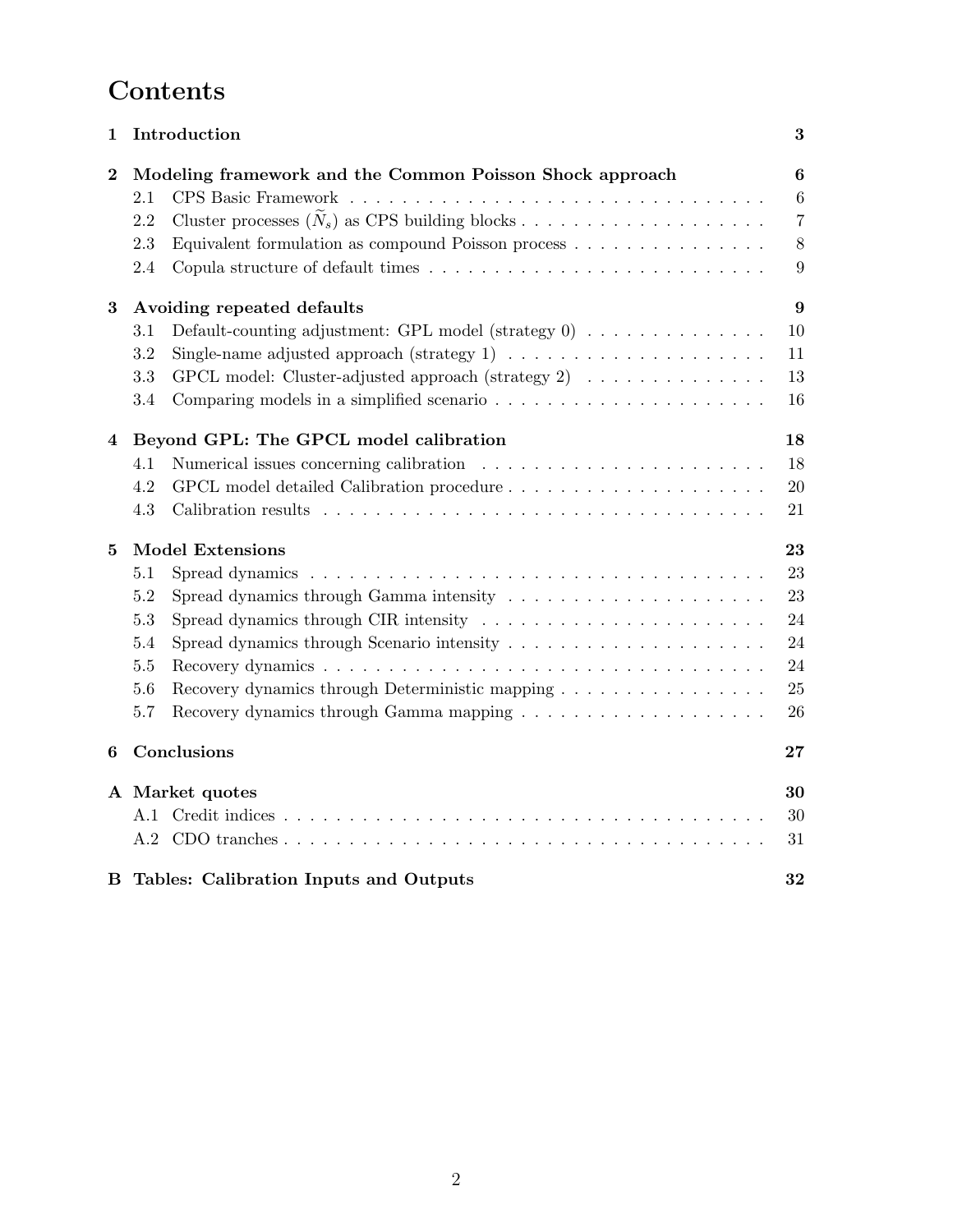# Contents

**1 Introduction** **3**

**2 Modeling framework and the Common Poisson Shock approach** **6**

- 2.1 CPS Basic Framework 6
- 2.2 Cluster processes ($\widetilde{N}_s$) as CPS building blocks 7
- 2.3 Equivalent formulation as compound Poisson process 8
- 2.4 Copula structure of default times 9

**3 Avoiding repeated defaults** **9**

- 3.1 Default-counting adjustment: GPL model (strategy 0) 10
- 3.2 Single-name adjusted approach (strategy 1) 11
- 3.3 GPCL model: Cluster-adjusted approach (strategy 2) 13
- 3.4 Comparing models in a simplified scenario 16

**4 Beyond GPL: The GPCL model calibration** **18**

- 4.1 Numerical issues concerning calibration 18
- 4.2 GPCL model detailed Calibration procedure 20
- 4.3 Calibration results 21

**5 Model Extensions** **23**

- 5.1 Spread dynamics 23
- 5.2 Spread dynamics through Gamma intensity 23
- 5.3 Spread dynamics through CIR intensity 24
- 5.4 Spread dynamics through Scenario intensity 24
- 5.5 Recovery dynamics 24
- 5.6 Recovery dynamics through Deterministic mapping 25
- 5.7 Recovery dynamics through Gamma mapping 26

**6 Conclusions** **27**

**A Market quotes** **30**

- A.1 Credit indices 30
- A.2 CDO tranches 31

**B Tables: Calibration Inputs and Outputs** **32**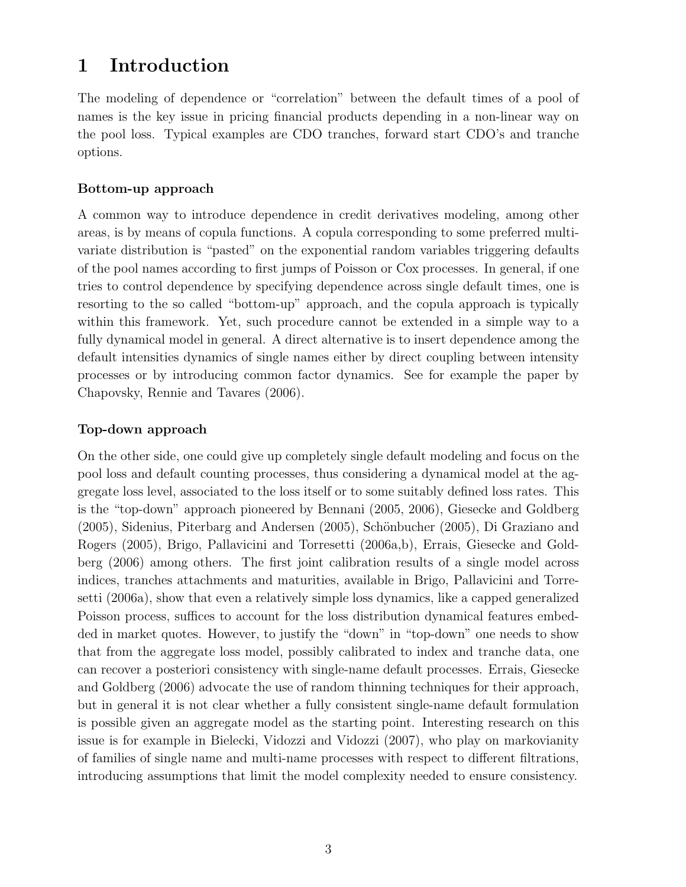# 1 Introduction

The modeling of dependence or "correlation" between the default times of a pool of names is the key issue in pricing financial products depending in a non-linear way on the pool loss. Typical examples are CDO tranches, forward start CDO's and tranche options.

### Bottom-up approach

A common way to introduce dependence in credit derivatives modeling, among other areas, is by means of copula functions. A copula corresponding to some preferred multivariate distribution is "pasted" on the exponential random variables triggering defaults of the pool names according to first jumps of Poisson or Cox processes. In general, if one tries to control dependence by specifying dependence across single default times, one is resorting to the so called "bottom-up" approach, and the copula approach is typically within this framework. Yet, such procedure cannot be extended in a simple way to a fully dynamical model in general. A direct alternative is to insert dependence among the default intensities dynamics of single names either by direct coupling between intensity processes or by introducing common factor dynamics. See for example the paper by Chapovsky, Rennie and Tavares (2006).

### Top-down approach

On the other side, one could give up completely single default modeling and focus on the pool loss and default counting processes, thus considering a dynamical model at the aggregate loss level, associated to the loss itself or to some suitably defined loss rates. This is the "top-down" approach pioneered by Bennani (2005, 2006), Giesecke and Goldberg (2005), Sidenius, Piterbarg and Andersen (2005), Schönbucher (2005), Di Graziano and Rogers (2005), Brigo, Pallavicini and Torresetti (2006a,b), Errais, Giesecke and Goldberg (2006) among others. The first joint calibration results of a single model across indices, tranches attachments and maturities, available in Brigo, Pallavicini and Torresetti (2006a), show that even a relatively simple loss dynamics, like a capped generalized Poisson process, suffices to account for the loss distribution dynamical features embedded in market quotes. However, to justify the "down" in "top-down" one needs to show that from the aggregate loss model, possibly calibrated to index and tranche data, one can recover a posteriori consistency with single-name default processes. Errais, Giesecke and Goldberg (2006) advocate the use of random thinning techniques for their approach, but in general it is not clear whether a fully consistent single-name default formulation is possible given an aggregate model as the starting point. Interesting research on this issue is for example in Bielecki, Vidozzi and Vidozzi (2007), who play on markovianity of families of single name and multi-name processes with respect to different filtrations, introducing assumptions that limit the model complexity needed to ensure consistency.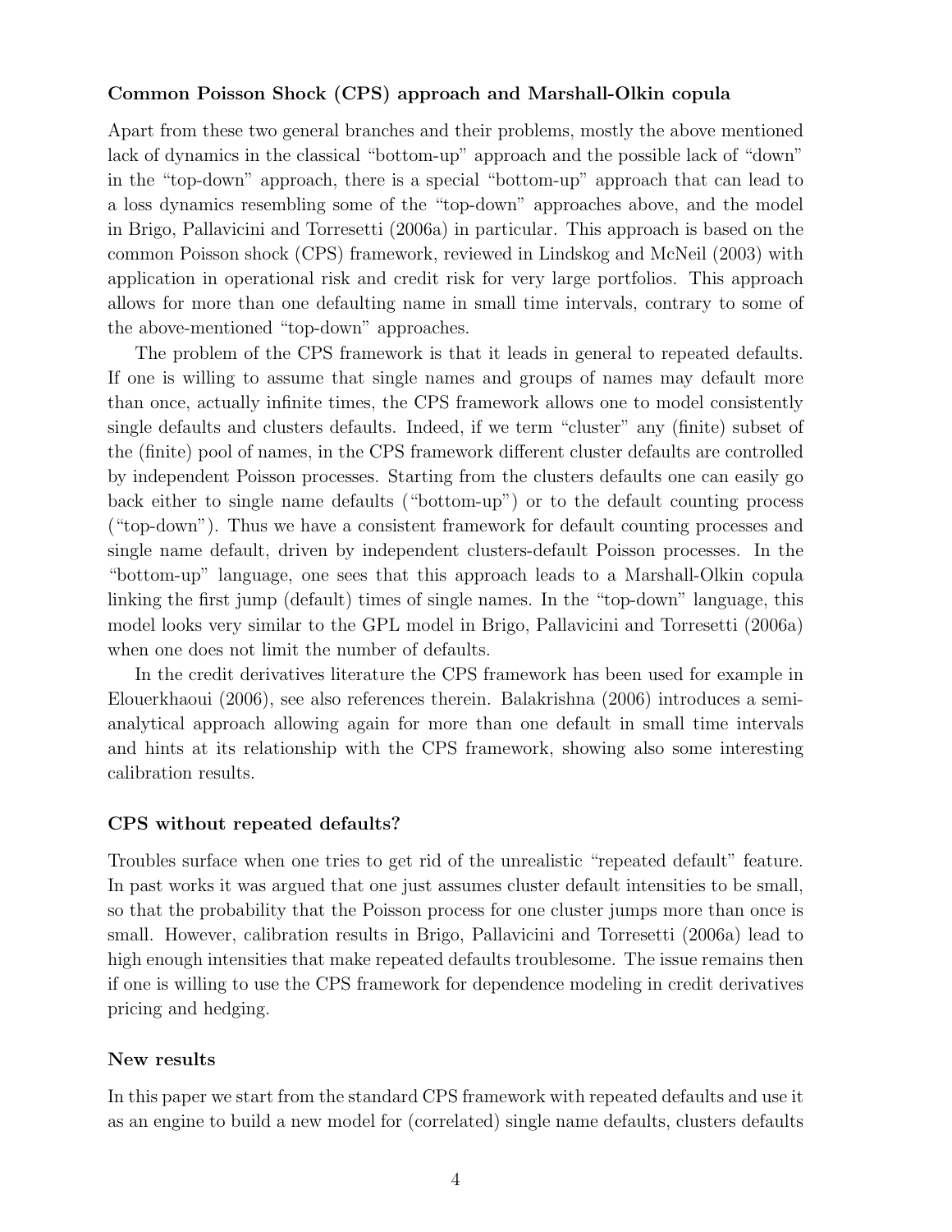**Common Poisson Shock (CPS) approach and Marshall-Olkin copula**

Apart from these two general branches and their problems, mostly the above mentioned lack of dynamics in the classical "bottom-up" approach and the possible lack of "down" in the "top-down" approach, there is a special "bottom-up" approach that can lead to a loss dynamics resembling some of the "top-down" approaches above, and the model in Brigo, Pallavicini and Torresetti (2006a) in particular. This approach is based on the common Poisson shock (CPS) framework, reviewed in Lindskog and McNeil (2003) with application in operational risk and credit risk for very large portfolios. This approach allows for more than one defaulting name in small time intervals, contrary to some of the above-mentioned "top-down" approaches.

The problem of the CPS framework is that it leads in general to repeated defaults. If one is willing to assume that single names and groups of names may default more than once, actually infinite times, the CPS framework allows one to model consistently single defaults and clusters defaults. Indeed, if we term "cluster" any (finite) subset of the (finite) pool of names, in the CPS framework different cluster defaults are controlled by independent Poisson processes. Starting from the clusters defaults one can easily go back either to single name defaults ("bottom-up") or to the default counting process ("top-down"). Thus we have a consistent framework for default counting processes and single name default, driven by independent clusters-default Poisson processes. In the "bottom-up" language, one sees that this approach leads to a Marshall-Olkin copula linking the first jump (default) times of single names. In the "top-down" language, this model looks very similar to the GPL model in Brigo, Pallavicini and Torresetti (2006a) when one does not limit the number of defaults.

In the credit derivatives literature the CPS framework has been used for example in Elouerkhaoui (2006), see also references therein. Balakrishna (2006) introduces a semi-analytical approach allowing again for more than one default in small time intervals and hints at its relationship with the CPS framework, showing also some interesting calibration results.

**CPS without repeated defaults?**

Troubles surface when one tries to get rid of the unrealistic "repeated default" feature. In past works it was argued that one just assumes cluster default intensities to be small, so that the probability that the Poisson process for one cluster jumps more than once is small. However, calibration results in Brigo, Pallavicini and Torresetti (2006a) lead to high enough intensities that make repeated defaults troublesome. The issue remains then if one is willing to use the CPS framework for dependence modeling in credit derivatives pricing and hedging.

**New results**

In this paper we start from the standard CPS framework with repeated defaults and use it as an engine to build a new model for (correlated) single name defaults, clusters defaults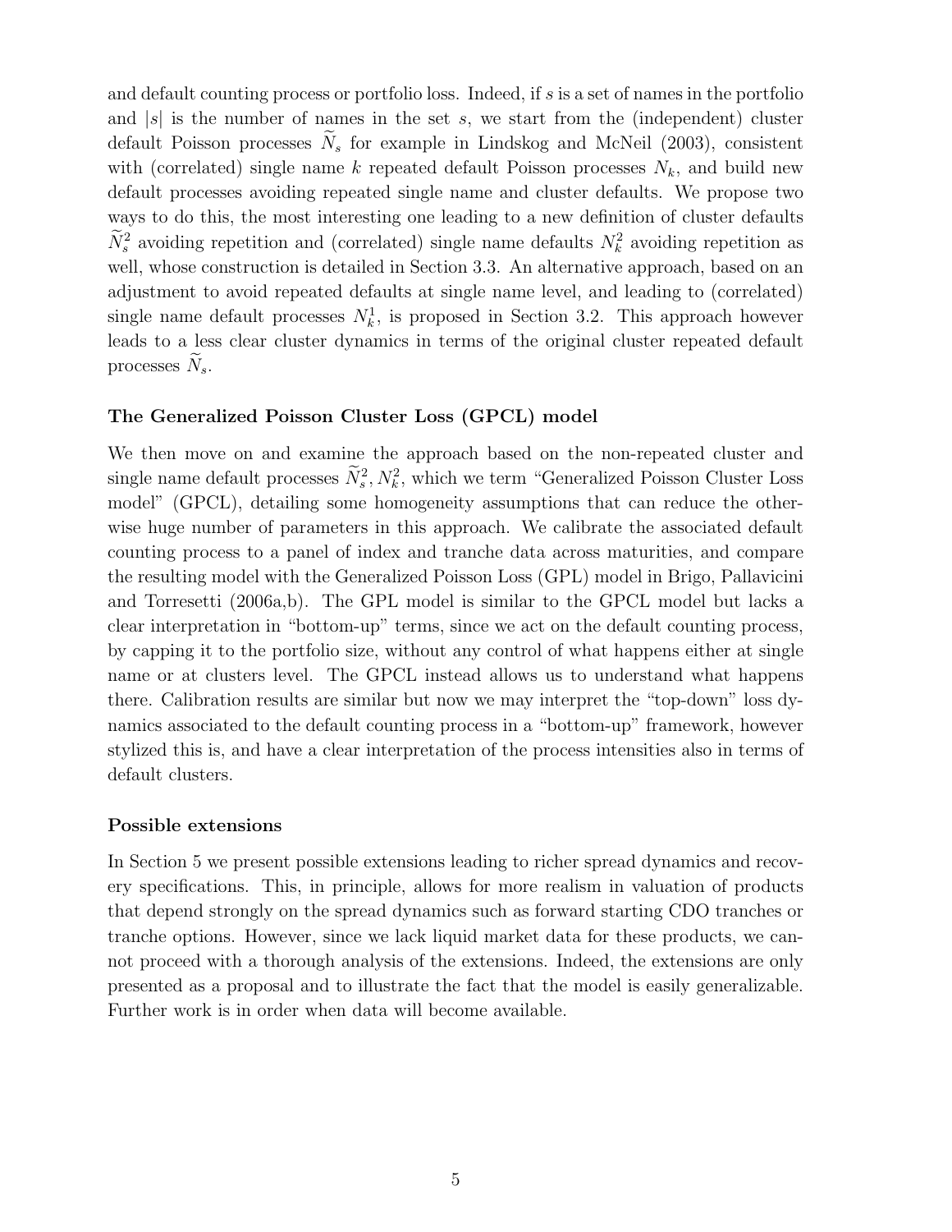and default counting process or portfolio loss. Indeed, if $s$ is a set of names in the portfolio and $|s|$ is the number of names in the set $s$, we start from the (independent) cluster default Poisson processes $\widetilde{N}_s$ for example in Lindskog and McNeil (2003), consistent with (correlated) single name $k$ repeated default Poisson processes $N_k$, and build new default processes avoiding repeated single name and cluster defaults. We propose two ways to do this, the most interesting one leading to a new definition of cluster defaults $\widetilde{N}^2_s$ avoiding repetition and (correlated) single name defaults $N^2_k$ avoiding repetition as well, whose construction is detailed in Section 3.3. An alternative approach, based on an adjustment to avoid repeated defaults at single name level, and leading to (correlated) single name default processes $N^1_k$, is proposed in Section 3.2. This approach however leads to a less clear cluster dynamics in terms of the original cluster repeated default processes $\widetilde{N}_s$.

### The Generalized Poisson Cluster Loss (GPCL) model

We then move on and examine the approach based on the non-repeated cluster and single name default processes $\widetilde{N}^2_s, N^2_k$, which we term "Generalized Poisson Cluster Loss model" (GPCL), detailing some homogeneity assumptions that can reduce the otherwise huge number of parameters in this approach. We calibrate the associated default counting process to a panel of index and tranche data across maturities, and compare the resulting model with the Generalized Poisson Loss (GPL) model in Brigo, Pallavicini and Torresetti (2006a,b). The GPL model is similar to the GPCL model but lacks a clear interpretation in "bottom-up" terms, since we act on the default counting process, by capping it to the portfolio size, without any control of what happens either at single name or at clusters level. The GPCL instead allows us to understand what happens there. Calibration results are similar but now we may interpret the "top-down" loss dynamics associated to the default counting process in a "bottom-up" framework, however stylized this is, and have a clear interpretation of the process intensities also in terms of default clusters.

### Possible extensions

In Section 5 we present possible extensions leading to richer spread dynamics and recovery specifications. This, in principle, allows for more realism in valuation of products that depend strongly on the spread dynamics such as forward starting CDO tranches or tranche options. However, since we lack liquid market data for these products, we cannot proceed with a thorough analysis of the extensions. Indeed, the extensions are only presented as a proposal and to illustrate the fact that the model is easily generalizable. Further work is in order when data will become available.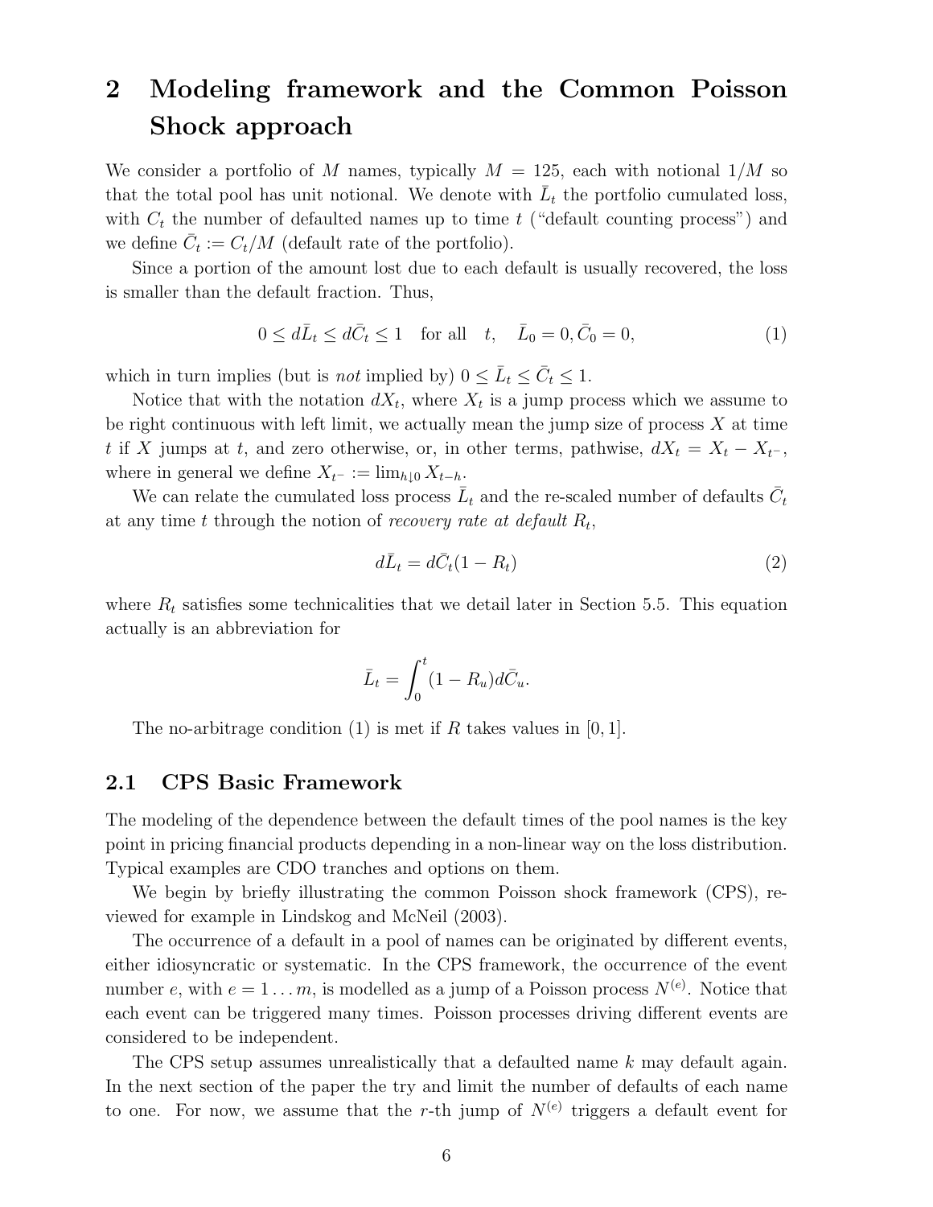# 2 Modeling framework and the Common Poisson Shock approach

We consider a portfolio of $M$ names, typically $M = 125$, each with notional $1/M$ so that the total pool has unit notional. We denote with $\bar{L}_t$ the portfolio cumulated loss, with $C_t$ the number of defaulted names up to time $t$ ("default counting process") and we define $\bar{C}_t := C_t/M$ (default rate of the portfolio).

Since a portion of the amount lost due to each default is usually recovered, the loss is smaller than the default fraction. Thus,

$$0 \leq d\bar{L}_t \leq d\bar{C}_t \leq 1 \quad \text{for all} \quad t, \quad \bar{L}_0 = 0, \bar{C}_0 = 0, \tag{1}$$

which in turn implies (but is *not* implied by) $0 \leq \bar{L}_t \leq \bar{C}_t \leq 1$.

Notice that with the notation $dX_t$, where $X_t$ is a jump process which we assume to be right continuous with left limit, we actually mean the jump size of process $X$ at time $t$ if $X$ jumps at $t$, and zero otherwise, or, in other terms, pathwise, $dX_t = X_t - X_{t^-}$, where in general we define $X_{t^-} := \lim_{h \downarrow 0} X_{t-h}$.

We can relate the cumulated loss process $\bar{L}_t$ and the re-scaled number of defaults $\bar{C}_t$ at any time $t$ through the notion of *recovery rate at default* $R_t$,

$$d\bar{L}_t = d\bar{C}_t(1 - R_t) \tag{2}$$

where $R_t$ satisfies some technicalities that we detail later in Section 5.5. This equation actually is an abbreviation for

$$\bar{L}_t = \int_0^t (1 - R_u) d\bar{C}_u.$$

The no-arbitrage condition (1) is met if $R$ takes values in $[0, 1]$.

## 2.1 CPS Basic Framework

The modeling of the dependence between the default times of the pool names is the key point in pricing financial products depending in a non-linear way on the loss distribution. Typical examples are CDO tranches and options on them.

We begin by briefly illustrating the common Poisson shock framework (CPS), reviewed for example in Lindskog and McNeil (2003).

The occurrence of a default in a pool of names can be originated by different events, either idiosyncratic or systematic. In the CPS framework, the occurrence of the event number $e$, with $e = 1 \ldots m$, is modelled as a jump of a Poisson process $N^{(e)}$. Notice that each event can be triggered many times. Poisson processes driving different events are considered to be independent.

The CPS setup assumes unrealistically that a defaulted name $k$ may default again. In the next section of the paper the try and limit the number of defaults of each name to one. For now, we assume that the $r$-th jump of $N^{(e)}$ triggers a default event for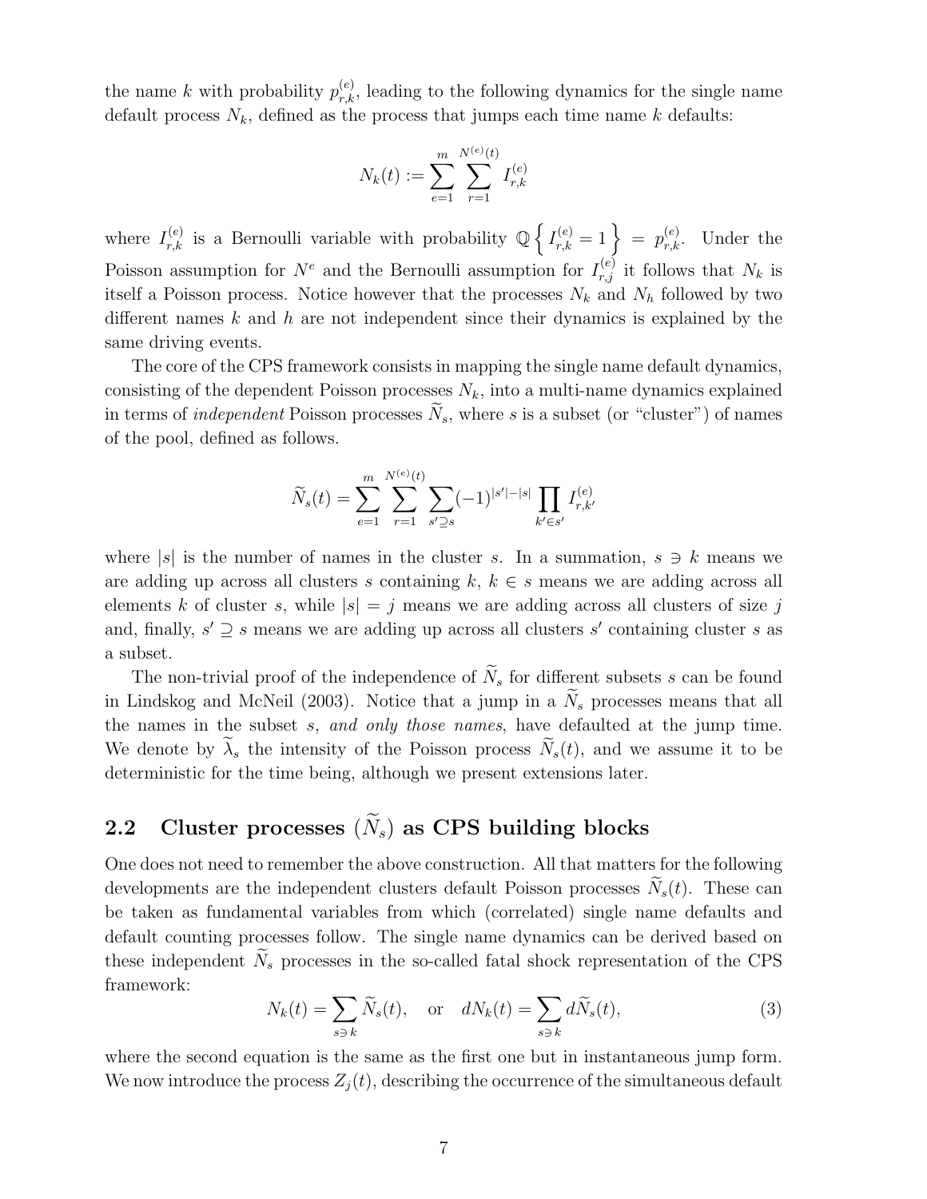the name $k$ with probability $p^{(e)}_{r,k}$, leading to the following dynamics for the single name default process $N_k$, defined as the process that jumps each time name $k$ defaults:

$$N_k(t) := \sum_{e=1}^{m} \sum_{r=1}^{N^{(e)}(t)} I^{(e)}_{r,k}$$

where $I^{(e)}_{r,k}$ is a Bernoulli variable with probability $\mathbb{Q}\left\{ I^{(e)}_{r,k} = 1 \right\} = p^{(e)}_{r,k}$. Under the Poisson assumption for $N^e$ and the Bernoulli assumption for $I^{(e)}_{r,j}$ it follows that $N_k$ is itself a Poisson process. Notice however that the processes $N_k$ and $N_h$ followed by two different names $k$ and $h$ are not independent since their dynamics is explained by the same driving events.

The core of the CPS framework consists in mapping the single name default dynamics, consisting of the dependent Poisson processes $N_k$, into a multi-name dynamics explained in terms of *independent* Poisson processes $\widetilde{N}_s$, where $s$ is a subset (or "cluster") of names of the pool, defined as follows.

$$\widetilde{N}_s(t) = \sum_{e=1}^{m} \sum_{r=1}^{N^{(e)}(t)} \sum_{s' \supseteq s} (-1)^{|s'|-|s|} \prod_{k' \in s'} I^{(e)}_{r,k'}$$

where $|s|$ is the number of names in the cluster $s$. In a summation, $s \ni k$ means we are adding up across all clusters $s$ containing $k$, $k \in s$ means we are adding across all elements $k$ of cluster $s$, while $|s| = j$ means we are adding across all clusters of size $j$ and, finally, $s' \supseteq s$ means we are adding up across all clusters $s'$ containing cluster $s$ as a subset.

The non-trivial proof of the independence of $\widetilde{N}_s$ for different subsets $s$ can be found in Lindskog and McNeil (2003). Notice that a jump in a $\widetilde{N}_s$ processes means that all the names in the subset $s$, *and only those names*, have defaulted at the jump time. We denote by $\widetilde{\lambda}_s$ the intensity of the Poisson process $\widetilde{N}_s(t)$, and we assume it to be deterministic for the time being, although we present extensions later.

## 2.2 Cluster processes ($\widetilde{N}_s$) as CPS building blocks

One does not need to remember the above construction. All that matters for the following developments are the independent clusters default Poisson processes $\widetilde{N}_s(t)$. These can be taken as fundamental variables from which (correlated) single name defaults and default counting processes follow. The single name dynamics can be derived based on these independent $\widetilde{N}_s$ processes in the so-called fatal shock representation of the CPS framework:

$$N_k(t) = \sum_{s \ni k} \widetilde{N}_s(t), \quad \text{or} \quad dN_k(t) = \sum_{s \ni k} d\widetilde{N}_s(t), \tag{3}$$

where the second equation is the same as the first one but in instantaneous jump form. We now introduce the process $Z_j(t)$, describing the occurrence of the simultaneous default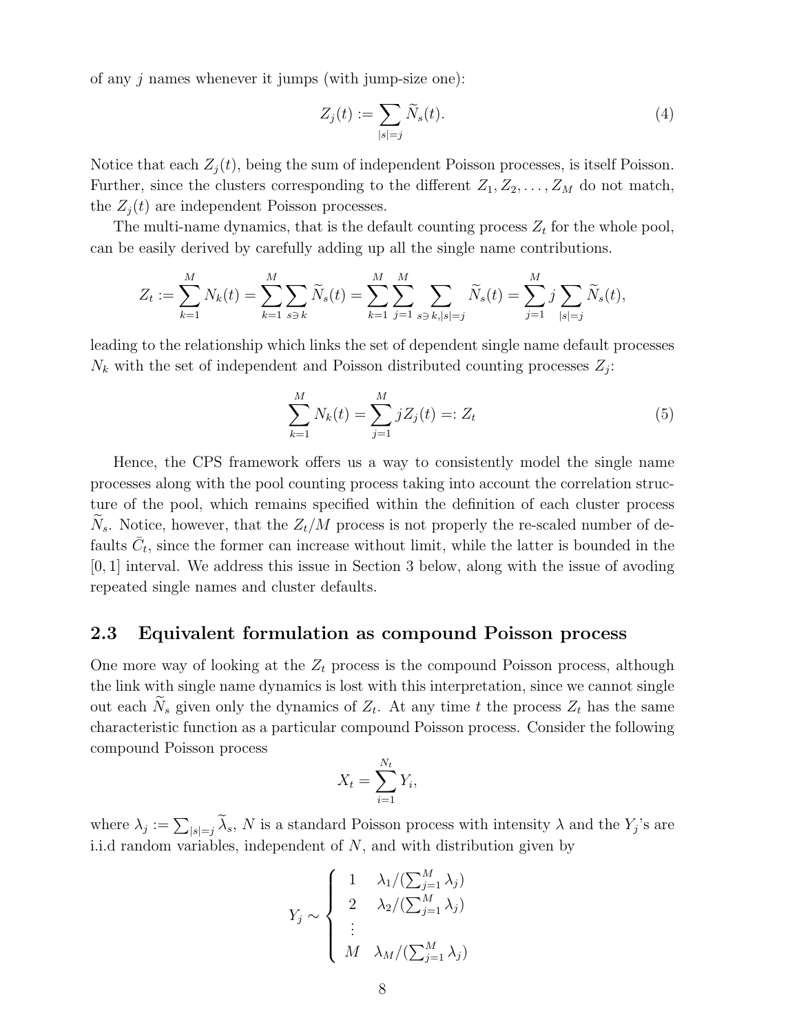of any $j$ names whenever it jumps (with jump-size one):

$$Z_j(t) := \sum_{|s|=j} \widetilde{N}_s(t). \tag{4}$$

Notice that each $Z_j(t)$, being the sum of independent Poisson processes, is itself Poisson. Further, since the clusters corresponding to the different $Z_1, Z_2, \ldots, Z_M$ do not match, the $Z_j(t)$ are independent Poisson processes.

The multi-name dynamics, that is the default counting process $Z_t$ for the whole pool, can be easily derived by carefully adding up all the single name contributions.

$$Z_t := \sum_{k=1}^{M} N_k(t) = \sum_{k=1}^{M} \sum_{s \ni k} \widetilde{N}_s(t) = \sum_{k=1}^{M} \sum_{j=1}^{M} \sum_{s \ni k, |s|=j} \widetilde{N}_s(t) = \sum_{j=1}^{M} j \sum_{|s|=j} \widetilde{N}_s(t),$$

leading to the relationship which links the set of dependent single name default processes $N_k$ with the set of independent and Poisson distributed counting processes $Z_j$:

$$\sum_{k=1}^{M} N_k(t) = \sum_{j=1}^{M} j Z_j(t) =: Z_t \tag{5}$$

Hence, the CPS framework offers us a way to consistently model the single name processes along with the pool counting process taking into account the correlation structure of the pool, which remains specified within the definition of each cluster process $\widetilde{N}_s$. Notice, however, that the $Z_t/M$ process is not properly the re-scaled number of defaults $\bar{C}_t$, since the former can increase without limit, while the latter is bounded in the $[0, 1]$ interval. We address this issue in Section 3 below, along with the issue of avoding repeated single names and cluster defaults.

### 2.3 Equivalent formulation as compound Poisson process

One more way of looking at the $Z_t$ process is the compound Poisson process, although the link with single name dynamics is lost with this interpretation, since we cannot single out each $\widetilde{N}_s$ given only the dynamics of $Z_t$. At any time $t$ the process $Z_t$ has the same characteristic function as a particular compound Poisson process. Consider the following compound Poisson process

$$X_t = \sum_{i=1}^{N_t} Y_i,$$

where $\lambda_j := \sum_{|s|=j} \widetilde{\lambda}_s$, $N$ is a standard Poisson process with intensity $\lambda$ and the $Y_j$'s are i.i.d random variables, independent of $N$, and with distribution given by

$$Y_j \sim \begin{cases} 1 & \lambda_1 / (\sum_{j=1}^{M} \lambda_j) \\ 2 & \lambda_2 / (\sum_{j=1}^{M} \lambda_j) \\ \vdots & \\ M & \lambda_M / (\sum_{j=1}^{M} \lambda_j) \end{cases}$$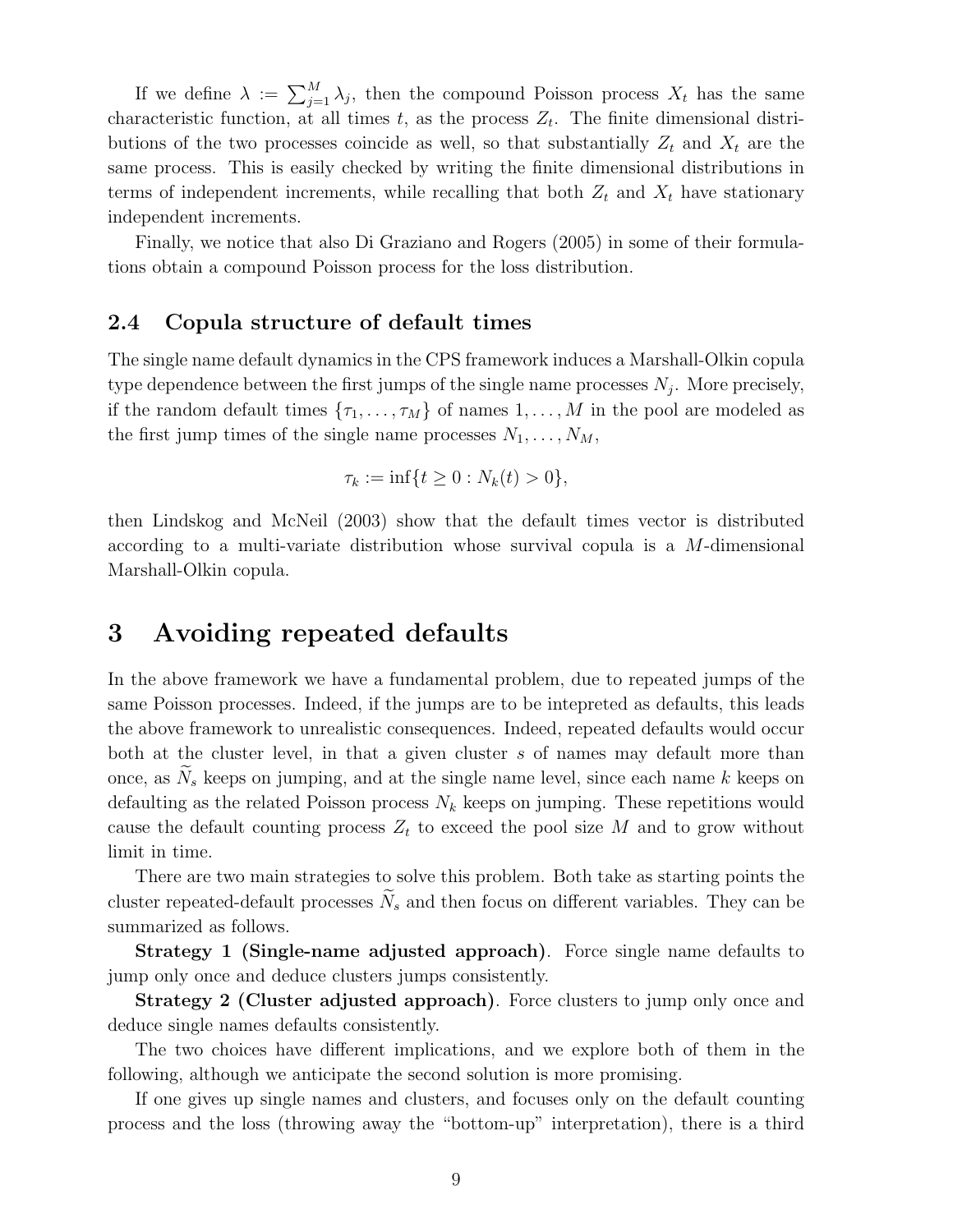If we define $\lambda := \sum_{j=1}^{M} \lambda_j$, then the compound Poisson process $X_t$ has the same characteristic function, at all times $t$, as the process $Z_t$. The finite dimensional distributions of the two processes coincide as well, so that substantially $Z_t$ and $X_t$ are the same process. This is easily checked by writing the finite dimensional distributions in terms of independent increments, while recalling that both $Z_t$ and $X_t$ have stationary independent increments.

Finally, we notice that also Di Graziano and Rogers (2005) in some of their formulations obtain a compound Poisson process for the loss distribution.

### 2.4 Copula structure of default times

The single name default dynamics in the CPS framework induces a Marshall-Olkin copula type dependence between the first jumps of the single name processes $N_j$. More precisely, if the random default times $\{\tau_1, \ldots, \tau_M\}$ of names $1, \ldots, M$ in the pool are modeled as the first jump times of the single name processes $N_1, \ldots, N_M$,

$$\tau_k := \inf\{t \geq 0 : N_k(t) > 0\},$$

then Lindskog and McNeil (2003) show that the default times vector is distributed according to a multi-variate distribution whose survival copula is a $M$-dimensional Marshall-Olkin copula.

## 3 Avoiding repeated defaults

In the above framework we have a fundamental problem, due to repeated jumps of the same Poisson processes. Indeed, if the jumps are to be intepreted as defaults, this leads the above framework to unrealistic consequences. Indeed, repeated defaults would occur both at the cluster level, in that a given cluster $s$ of names may default more than once, as $\widetilde{N}_s$ keeps on jumping, and at the single name level, since each name $k$ keeps on defaulting as the related Poisson process $N_k$ keeps on jumping. These repetitions would cause the default counting process $Z_t$ to exceed the pool size $M$ and to grow without limit in time.

There are two main strategies to solve this problem. Both take as starting points the cluster repeated-default processes $\widetilde{N}_s$ and then focus on different variables. They can be summarized as follows.

**Strategy 1 (Single-name adjusted approach)**. Force single name defaults to jump only once and deduce clusters jumps consistently.

**Strategy 2 (Cluster adjusted approach)**. Force clusters to jump only once and deduce single names defaults consistently.

The two choices have different implications, and we explore both of them in the following, although we anticipate the second solution is more promising.

If one gives up single names and clusters, and focuses only on the default counting process and the loss (throwing away the "bottom-up" interpretation), there is a third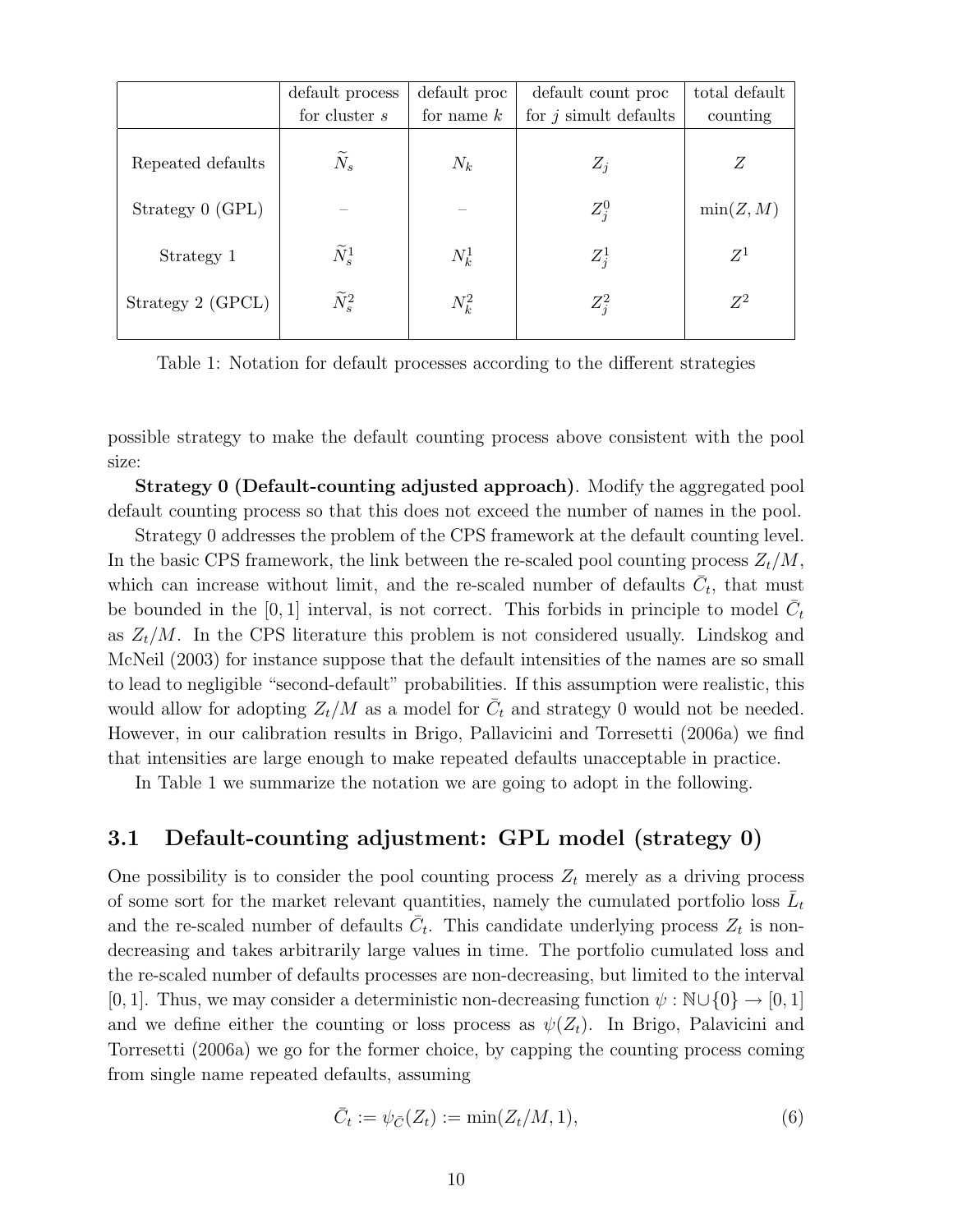| | default process for cluster $s$ | default proc for name $k$ | default count proc for $j$ simult defaults | total default counting |
|---|---|---|---|---|
| Repeated defaults | $\widetilde{N}_s$ | $N_k$ | $Z_j$ | $Z$ |
| Strategy 0 (GPL) | – | – | $Z_j^0$ | $\min(Z, M)$ |
| Strategy 1 | $\widetilde{N}_s^1$ | $N_k^1$ | $Z_j^1$ | $Z^1$ |
| Strategy 2 (GPCL) | $\widetilde{N}_s^2$ | $N_k^2$ | $Z_j^2$ | $Z^2$ |

Table 1: Notation for default processes according to the different strategies

possible strategy to make the default counting process above consistent with the pool size:

**Strategy 0 (Default-counting adjusted approach)**. Modify the aggregated pool default counting process so that this does not exceed the number of names in the pool.

Strategy 0 addresses the problem of the CPS framework at the default counting level. In the basic CPS framework, the link between the re-scaled pool counting process $Z_t/M$, which can increase without limit, and the re-scaled number of defaults $\bar{C}_t$, that must be bounded in the $[0, 1]$ interval, is not correct. This forbids in principle to model $\bar{C}_t$ as $Z_t/M$. In the CPS literature this problem is not considered usually. Lindskog and McNeil (2003) for instance suppose that the default intensities of the names are so small to lead to negligible "second-default" probabilities. If this assumption were realistic, this would allow for adopting $Z_t/M$ as a model for $\bar{C}_t$ and strategy 0 would not be needed. However, in our calibration results in Brigo, Pallavicini and Torresetti (2006a) we find that intensities are large enough to make repeated defaults unacceptable in practice.

In Table 1 we summarize the notation we are going to adopt in the following.

## 3.1 Default-counting adjustment: GPL model (strategy 0)

One possibility is to consider the pool counting process $Z_t$ merely as a driving process of some sort for the market relevant quantities, namely the cumulated portfolio loss $\bar{L}_t$ and the re-scaled number of defaults $\bar{C}_t$. This candidate underlying process $Z_t$ is non-decreasing and takes arbitrarily large values in time. The portfolio cumulated loss and the re-scaled number of defaults processes are non-decreasing, but limited to the interval $[0, 1]$. Thus, we may consider a deterministic non-decreasing function $\psi : \mathbb{N} \cup \{0\} \to [0, 1]$ and we define either the counting or loss process as $\psi(Z_t)$. In Brigo, Palavicini and Torresetti (2006a) we go for the former choice, by capping the counting process coming from single name repeated defaults, assuming

$$\bar{C}_t := \psi_{\bar{C}}(Z_t) := \min(Z_t/M, 1), \tag{6}$$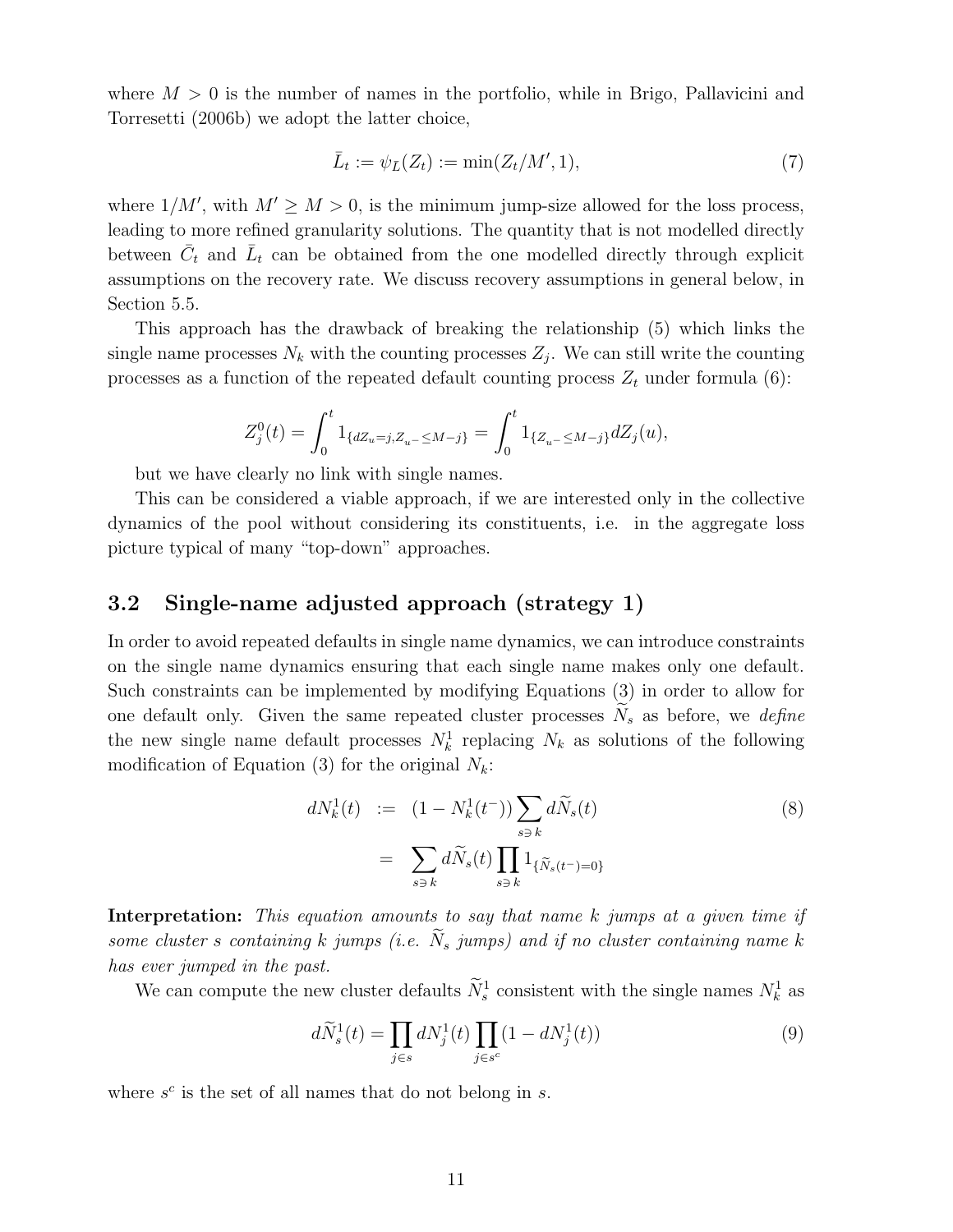where $M > 0$ is the number of names in the portfolio, while in Brigo, Pallavicini and Torresetti (2006b) we adopt the latter choice,

$$\bar{L}_t := \psi_{\bar{L}}(Z_t) := \min(Z_t/M', 1), \tag{7}$$

where $1/M'$, with $M' \geq M > 0$, is the minimum jump-size allowed for the loss process, leading to more refined granularity solutions. The quantity that is not modelled directly between $\bar{C}_t$ and $\bar{L}_t$ can be obtained from the one modelled directly through explicit assumptions on the recovery rate. We discuss recovery assumptions in general below, in Section 5.5.

This approach has the drawback of breaking the relationship (5) which links the single name processes $N_k$ with the counting processes $Z_j$. We can still write the counting processes as a function of the repeated default counting process $Z_t$ under formula (6):

$$Z_j^0(t) = \int_0^t 1_{\{dZ_u = j, Z_{u^-} \leq M-j\}} = \int_0^t 1_{\{Z_{u^-} \leq M-j\}} dZ_j(u),$$

but we have clearly no link with single names.

This can be considered a viable approach, if we are interested only in the collective dynamics of the pool without considering its constituents, i.e. in the aggregate loss picture typical of many "top-down" approaches.

## 3.2 Single-name adjusted approach (strategy 1)

In order to avoid repeated defaults in single name dynamics, we can introduce constraints on the single name dynamics ensuring that each single name makes only one default. Such constraints can be implemented by modifying Equations (3) in order to allow for one default only. Given the same repeated cluster processes $\widetilde{N}_s$ as before, we *define* the new single name default processes $N_k^1$ replacing $N_k$ as solutions of the following modification of Equation (3) for the original $N_k$:

$$\begin{aligned} dN_k^1(t) &:= (1 - N_k^1(t^-)) \sum_{s \ni k} d\widetilde{N}_s(t) \\ &= \sum_{s \ni k} d\widetilde{N}_s(t) \prod_{s \ni k} 1_{\{\widetilde{N}_s(t^-)=0\}} \end{aligned} \tag{8}$$

**Interpretation:** *This equation amounts to say that name k jumps at a given time if some cluster s containing k jumps (i.e. $\widetilde{N}_s$ jumps) and if no cluster containing name k has ever jumped in the past.*

We can compute the new cluster defaults $\widetilde{N}_s^1$ consistent with the single names $N_k^1$ as

$$d\widetilde{N}_s^1(t) = \prod_{j \in s} dN_j^1(t) \prod_{j \in s^c} (1 - dN_j^1(t)) \tag{9}$$

where $s^c$ is the set of all names that do not belong in $s$.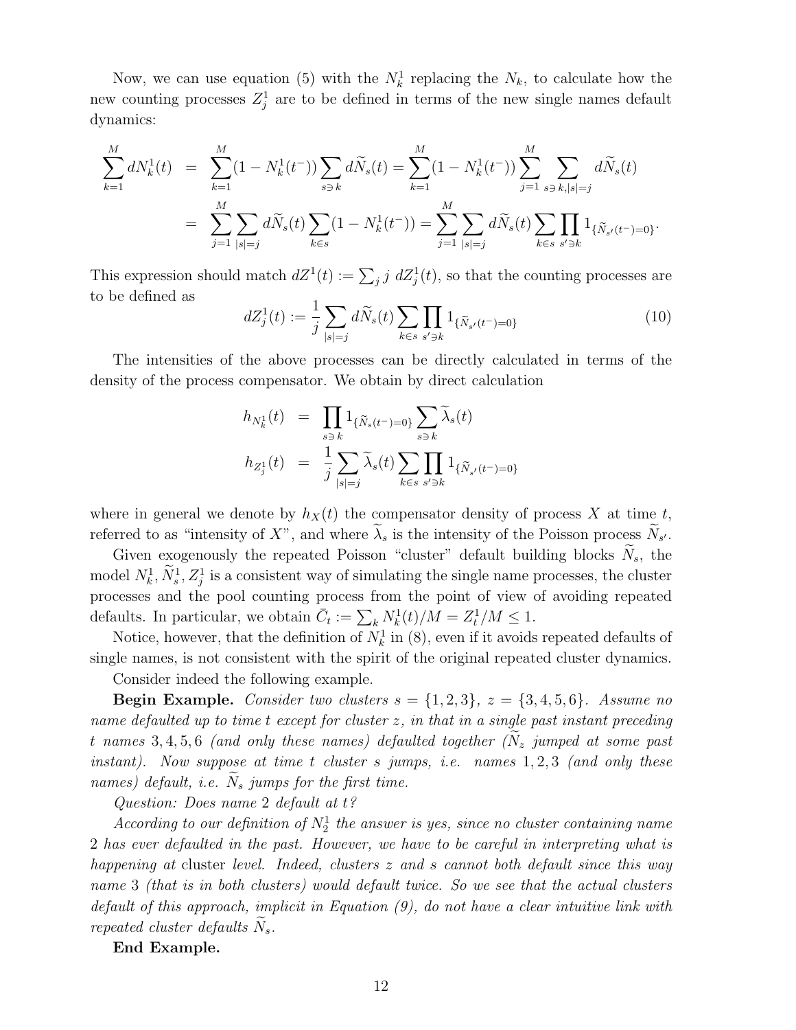Now, we can use equation (5) with the $N_k^1$ replacing the $N_k$, to calculate how the new counting processes $Z_j^1$ are to be defined in terms of the new single names default dynamics:

$$
\begin{aligned}
\sum_{k=1}^{M} dN_k^1(t) &= \sum_{k=1}^{M}(1 - N_k^1(t^-)) \sum_{s \ni k} d\widetilde{N}_s(t) = \sum_{k=1}^{M}(1 - N_k^1(t^-)) \sum_{j=1}^{M} \sum_{s \ni k, |s|=j} d\widetilde{N}_s(t) \\
&= \sum_{j=1}^{M} \sum_{|s|=j} d\widetilde{N}_s(t) \sum_{k \in s}(1 - N_k^1(t^-)) = \sum_{j=1}^{M} \sum_{|s|=j} d\widetilde{N}_s(t) \sum_{k \in s} \prod_{s' \ni k} 1_{\{\widetilde{N}_{s'}(t^-)=0\}}.
\end{aligned}
$$

This expression should match $dZ^1(t) := \sum_j j \ dZ_j^1(t)$, so that the counting processes are to be defined as

$$
dZ_j^1(t) := \frac{1}{j} \sum_{|s|=j} d\widetilde{N}_s(t) \sum_{k \in s} \prod_{s' \ni k} 1_{\{\widetilde{N}_{s'}(t^-)=0\}} \tag{10}
$$

The intensities of the above processes can be directly calculated in terms of the density of the process compensator. We obtain by direct calculation

$$
\begin{aligned}
h_{N_k^1}(t) &= \prod_{s \ni k} 1_{\{\widetilde{N}_s(t^-)=0\}} \sum_{s \ni k} \widetilde{\lambda}_s(t) \\
h_{Z_j^1}(t) &= \frac{1}{j} \sum_{|s|=j} \widetilde{\lambda}_s(t) \sum_{k \in s} \prod_{s' \ni k} 1_{\{\widetilde{N}_{s'}(t^-)=0\}}
\end{aligned}
$$

where in general we denote by $h_X(t)$ the compensator density of process $X$ at time $t$, referred to as "intensity of $X$", and where $\widetilde{\lambda}_s$ is the intensity of the Poisson process $\widetilde{N}_{s'}$.

Given exogenously the repeated Poisson "cluster" default building blocks $\widetilde{N}_s$, the model $N_k^1, \widetilde{N}_s^1, Z_j^1$ is a consistent way of simulating the single name processes, the cluster processes and the pool counting process from the point of view of avoiding repeated defaults. In particular, we obtain $\bar{C}_t := \sum_k N_k^1(t)/M = Z_t^1/M \leq 1$.

Notice, however, that the definition of $N_k^1$ in (8), even if it avoids repeated defaults of single names, is not consistent with the spirit of the original repeated cluster dynamics.

Consider indeed the following example.

**Begin Example.** *Consider two clusters $s = \{1, 2, 3\}$, $z = \{3, 4, 5, 6\}$. Assume no name defaulted up to time $t$ except for cluster $z$, in that in a single past instant preceding $t$ names $3, 4, 5, 6$ (and only these names) defaulted together ($\widetilde{N}_z$ jumped at some past instant). Now suppose at time $t$ cluster $s$ jumps, i.e. names $1, 2, 3$ (and only these names) default, i.e. $\widetilde{N}_s$ jumps for the first time.*

*Question: Does name 2 default at $t$?*

*According to our definition of $N_2^1$ the answer is yes, since no cluster containing name 2 has ever defaulted in the past. However, we have to be careful in interpreting what is happening at* cluster *level. Indeed, clusters $z$ and $s$ cannot both default since this way name 3 (that is in both clusters) would default twice. So we see that the actual clusters default of this approach, implicit in Equation (9), do not have a clear intuitive link with repeated cluster defaults $\widetilde{N}_s$.*

**End Example.**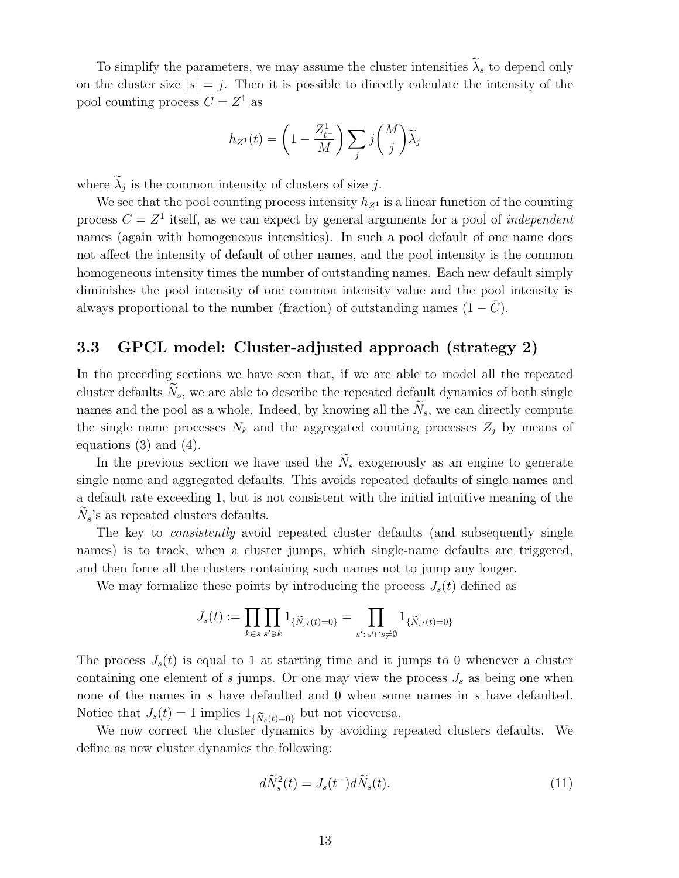To simplify the parameters, we may assume the cluster intensities $\widetilde{\lambda}_s$ to depend only on the cluster size $|s| = j$. Then it is possible to directly calculate the intensity of the pool counting process $C = Z^1$ as

$$h_{Z^1}(t) = \left(1 - \frac{Z^1_{t^-}}{M}\right) \sum_j j \binom{M}{j} \widetilde{\lambda}_j$$

where $\widetilde{\lambda}_j$ is the common intensity of clusters of size $j$.

We see that the pool counting process intensity $h_{Z^1}$ is a linear function of the counting process $C = Z^1$ itself, as we can expect by general arguments for a pool of *independent* names (again with homogeneous intensities). In such a pool default of one name does not affect the intensity of default of other names, and the pool intensity is the common homogeneous intensity times the number of outstanding names. Each new default simply diminishes the pool intensity of one common intensity value and the pool intensity is always proportional to the number (fraction) of outstanding names $(1 - \bar{C})$.

### 3.3 GPCL model: Cluster-adjusted approach (strategy 2)

In the preceding sections we have seen that, if we are able to model all the repeated cluster defaults $\widetilde{N}_s$, we are able to describe the repeated default dynamics of both single names and the pool as a whole. Indeed, by knowing all the $\widetilde{N}_s$, we can directly compute the single name processes $N_k$ and the aggregated counting processes $Z_j$ by means of equations (3) and (4).

In the previous section we have used the $\widetilde{N}_s$ exogenously as an engine to generate single name and aggregated defaults. This avoids repeated defaults of single names and a default rate exceeding 1, but is not consistent with the initial intuitive meaning of the $\widetilde{N}_s$'s as repeated clusters defaults.

The key to *consistently* avoid repeated cluster defaults (and subsequently single names) is to track, when a cluster jumps, which single-name defaults are triggered, and then force all the clusters containing such names not to jump any longer.

We may formalize these points by introducing the process $J_s(t)$ defined as

$$J_s(t) := \prod_{k \in s} \prod_{s' \ni k} 1_{\{\widetilde{N}_{s'}(t)=0\}} = \prod_{s' :\, s' \cap s \neq \emptyset} 1_{\{\widetilde{N}_{s'}(t)=0\}}$$

The process $J_s(t)$ is equal to 1 at starting time and it jumps to 0 whenever a cluster containing one element of $s$ jumps. Or one may view the process $J_s$ as being one when none of the names in $s$ have defaulted and 0 when some names in $s$ have defaulted. Notice that $J_s(t) = 1$ implies $1_{\{\widetilde{N}_s(t)=0\}}$ but not viceversa.

We now correct the cluster dynamics by avoiding repeated clusters defaults. We define as new cluster dynamics the following:

$$d\widetilde{N}^2_s(t) = J_s(t^-) d\widetilde{N}_s(t). \tag{11}$$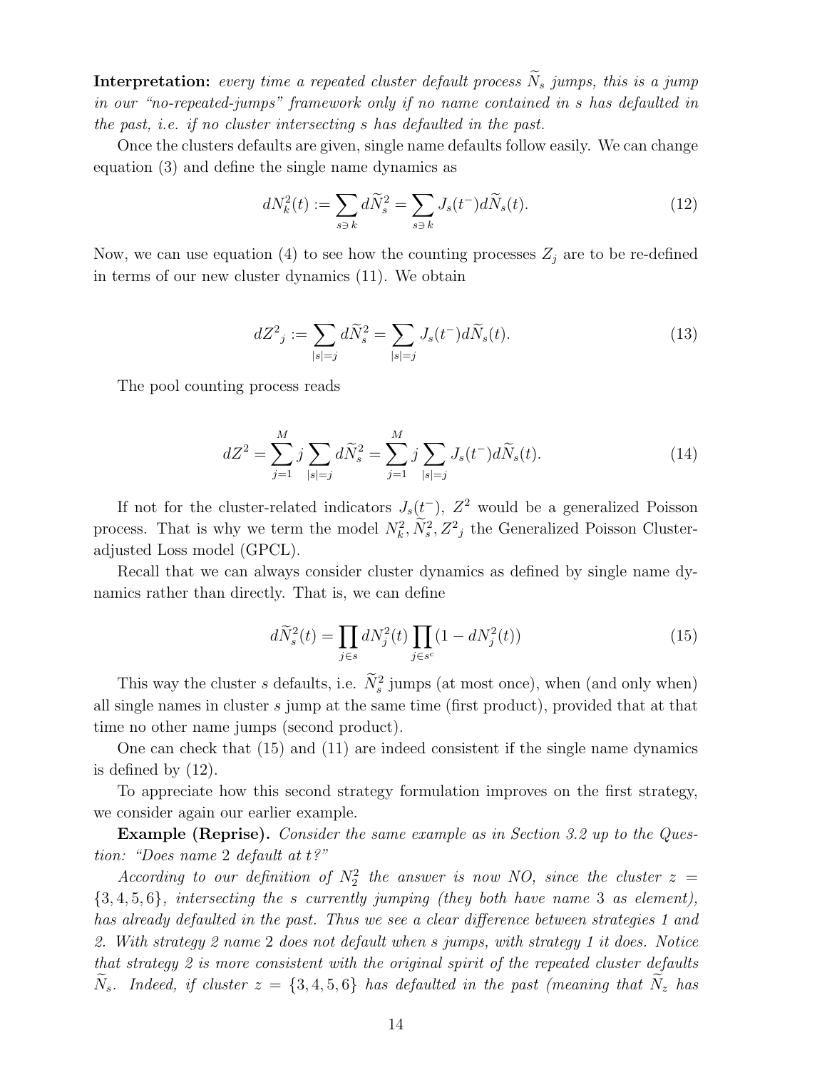**Interpretation:** *every time a repeated cluster default process $\widetilde{N}_s$ jumps, this is a jump in our "no-repeated-jumps" framework only if no name contained in $s$ has defaulted in the past, i.e. if no cluster intersecting $s$ has defaulted in the past.*

Once the clusters defaults are given, single name defaults follow easily. We can change equation (3) and define the single name dynamics as

$$dN_k^2(t) := \sum_{s \ni k} d\widetilde{N}_s^2 = \sum_{s \ni k} J_s(t^-) d\widetilde{N}_s(t). \tag{12}$$

Now, we can use equation (4) to see how the counting processes $Z_j$ are to be re-defined in terms of our new cluster dynamics (11). We obtain

$$dZ^2{}_j := \sum_{|s|=j} d\widetilde{N}_s^2 = \sum_{|s|=j} J_s(t^-) d\widetilde{N}_s(t). \tag{13}$$

The pool counting process reads

$$dZ^2 = \sum_{j=1}^{M} j \sum_{|s|=j} d\widetilde{N}_s^2 = \sum_{j=1}^{M} j \sum_{|s|=j} J_s(t^-) d\widetilde{N}_s(t). \tag{14}$$

If not for the cluster-related indicators $J_s(t^-)$, $Z^2$ would be a generalized Poisson process. That is why we term the model $N_k^2, \widetilde{N}_s^2, Z^2{}_j$ the Generalized Poisson Cluster-adjusted Loss model (GPCL).

Recall that we can always consider cluster dynamics as defined by single name dynamics rather than directly. That is, we can define

$$d\widetilde{N}_s^2(t) = \prod_{j \in s} dN_j^2(t) \prod_{j \in s^c} (1 - dN_j^2(t)) \tag{15}$$

This way the cluster $s$ defaults, i.e. $\widetilde{N}_s^2$ jumps (at most once), when (and only when) all single names in cluster $s$ jump at the same time (first product), provided that at that time no other name jumps (second product).

One can check that (15) and (11) are indeed consistent if the single name dynamics is defined by (12).

To appreciate how this second strategy formulation improves on the first strategy, we consider again our earlier example.

**Example (Reprise).** *Consider the same example as in Section 3.2 up to the Question: "Does name 2 default at t?"*

*According to our definition of $N_2^2$ the answer is now NO, since the cluster $z = \{3, 4, 5, 6\}$, intersecting the $s$ currently jumping (they both have name 3 as element), has already defaulted in the past. Thus we see a clear difference between strategies 1 and 2. With strategy 2 name 2 does not default when $s$ jumps, with strategy 1 it does. Notice that strategy 2 is more consistent with the original spirit of the repeated cluster defaults $\widetilde{N}_s$. Indeed, if cluster $z = \{3, 4, 5, 6\}$ has defaulted in the past (meaning that $\widetilde{N}_z$ has*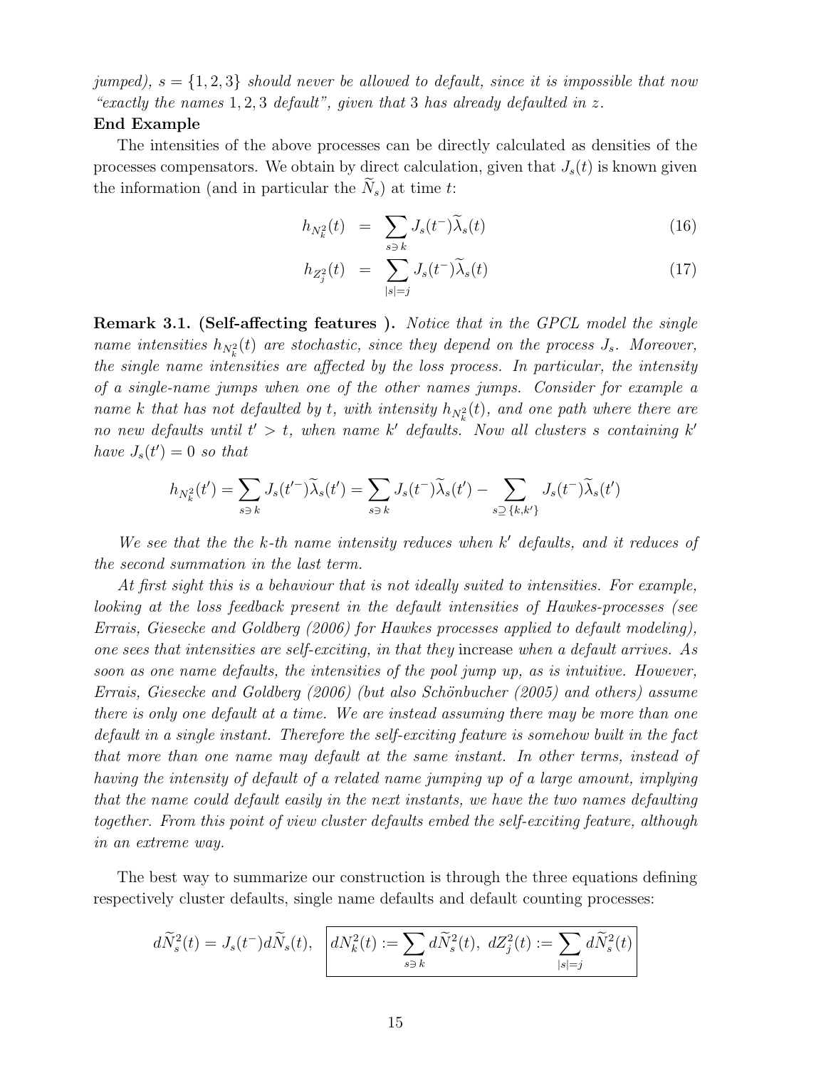*jumped), $s = \{1, 2, 3\}$ should never be allowed to default, since it is impossible that now "exactly the names $1, 2, 3$ default", given that 3 has already defaulted in $z$.*

**End Example**

The intensities of the above processes can be directly calculated as densities of the processes compensators. We obtain by direct calculation, given that $J_s(t)$ is known given the information (and in particular the $\widetilde{N}_s$) at time $t$:

$$h_{N_k^2}(t) = \sum_{s \ni k} J_s(t^-)\widetilde{\lambda}_s(t) \tag{16}$$

$$h_{Z_j^2}(t) = \sum_{|s|=j} J_s(t^-)\widetilde{\lambda}_s(t) \tag{17}$$

**Remark 3.1. (Self-affecting features ).** *Notice that in the GPCL model the single name intensities $h_{N_k^2}(t)$ are stochastic, since they depend on the process $J_s$. Moreover, the single name intensities are affected by the loss process. In particular, the intensity of a single-name jumps when one of the other names jumps. Consider for example a name $k$ that has not defaulted by $t$, with intensity $h_{N_k^2}(t)$, and one path where there are no new defaults until $t' > t$, when name $k'$ defaults. Now all clusters $s$ containing $k'$ have $J_s(t') = 0$ so that*

$$h_{N_k^2}(t') = \sum_{s \ni k} J_s(t'^-)\widetilde{\lambda}_s(t') = \sum_{s \ni k} J_s(t^-)\widetilde{\lambda}_s(t') - \sum_{s \supseteq \{k,k'\}} J_s(t^-)\widetilde{\lambda}_s(t')$$

*We see that the the $k$-th name intensity reduces when $k'$ defaults, and it reduces of the second summation in the last term.*

*At first sight this is a behaviour that is not ideally suited to intensities. For example, looking at the loss feedback present in the default intensities of Hawkes-processes (see Errais, Giesecke and Goldberg (2006) for Hawkes processes applied to default modeling), one sees that intensities are self-exciting, in that they* increase *when a default arrives. As soon as one name defaults, the intensities of the pool jump up, as is intuitive. However, Errais, Giesecke and Goldberg (2006) (but also Schönbucher (2005) and others) assume there is only one default at a time. We are instead assuming there may be more than one default in a single instant. Therefore the self-exciting feature is somehow built in the fact that more than one name may default at the same instant. In other terms, instead of having the intensity of default of a related name jumping up of a large amount, implying that the name could default easily in the next instants, we have the two names defaulting together. From this point of view cluster defaults embed the self-exciting feature, although in an extreme way.*

The best way to summarize our construction is through the three equations defining respectively cluster defaults, single name defaults and default counting processes:

$$d\widetilde{N}_s^2(t) = J_s(t^-)d\widetilde{N}_s(t), \quad \boxed{dN_k^2(t) := \sum_{s \ni k} d\widetilde{N}_s^2(t), \;\; dZ_j^2(t) := \sum_{|s|=j} d\widetilde{N}_s^2(t)}$$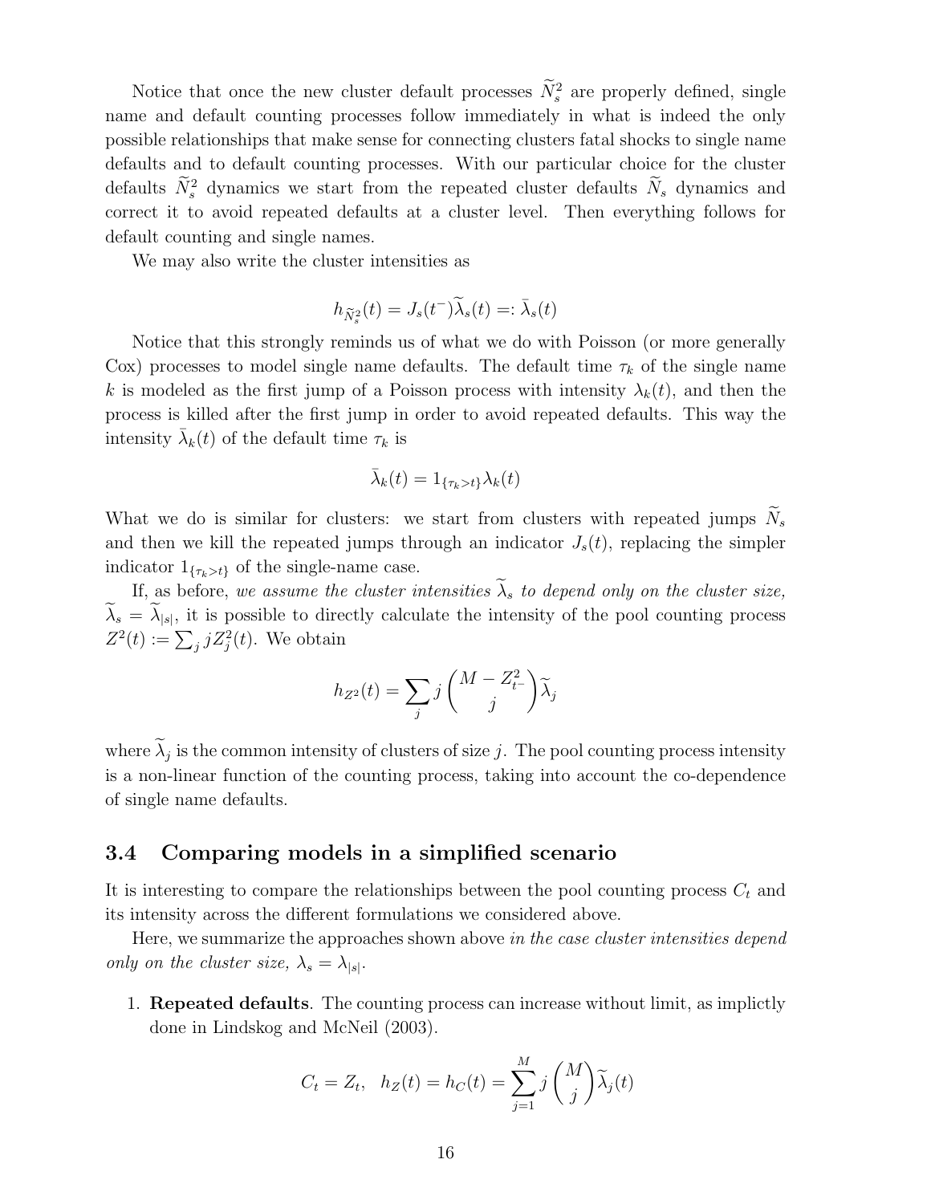Notice that once the new cluster default processes $\widetilde{N}_s^2$ are properly defined, single name and default counting processes follow immediately in what is indeed the only possible relationships that make sense for connecting clusters fatal shocks to single name defaults and to default counting processes. With our particular choice for the cluster defaults $\widetilde{N}_s^2$ dynamics we start from the repeated cluster defaults $\widetilde{N}_s$ dynamics and correct it to avoid repeated defaults at a cluster level. Then everything follows for default counting and single names.

We may also write the cluster intensities as

$$h_{\widetilde{N}_s^2}(t) = J_s(t^-)\widetilde{\lambda}_s(t) =: \bar{\lambda}_s(t)$$

Notice that this strongly reminds us of what we do with Poisson (or more generally Cox) processes to model single name defaults. The default time $\tau_k$ of the single name $k$ is modeled as the first jump of a Poisson process with intensity $\lambda_k(t)$, and then the process is killed after the first jump in order to avoid repeated defaults. This way the intensity $\bar{\lambda}_k(t)$ of the default time $\tau_k$ is

$$\bar{\lambda}_k(t) = 1_{\{\tau_k > t\}}\lambda_k(t)$$

What we do is similar for clusters: we start from clusters with repeated jumps $\widetilde{N}_s$ and then we kill the repeated jumps through an indicator $J_s(t)$, replacing the simpler indicator $1_{\{\tau_k > t\}}$ of the single-name case.

If, as before, *we assume the cluster intensities $\widetilde{\lambda}_s$ to depend only on the cluster size,* $\widetilde{\lambda}_s = \widetilde{\lambda}_{|s|}$, it is possible to directly calculate the intensity of the pool counting process $Z^2(t) := \sum_j jZ_j^2(t)$. We obtain

$$h_{Z^2}(t) = \sum_j j \binom{M - Z_{t^-}^2}{j} \widetilde{\lambda}_j$$

where $\widetilde{\lambda}_j$ is the common intensity of clusters of size $j$. The pool counting process intensity is a non-linear function of the counting process, taking into account the co-dependence of single name defaults.

### 3.4 Comparing models in a simplified scenario

It is interesting to compare the relationships between the pool counting process $C_t$ and its intensity across the different formulations we considered above.

Here, we summarize the approaches shown above *in the case cluster intensities depend only on the cluster size, $\lambda_s = \lambda_{|s|}$.*

1. **Repeated defaults**. The counting process can increase without limit, as implictly done in Lindskog and McNeil (2003).

$$C_t = Z_t, \quad h_Z(t) = h_C(t) = \sum_{j=1}^{M} j \binom{M}{j} \widetilde{\lambda}_j(t)$$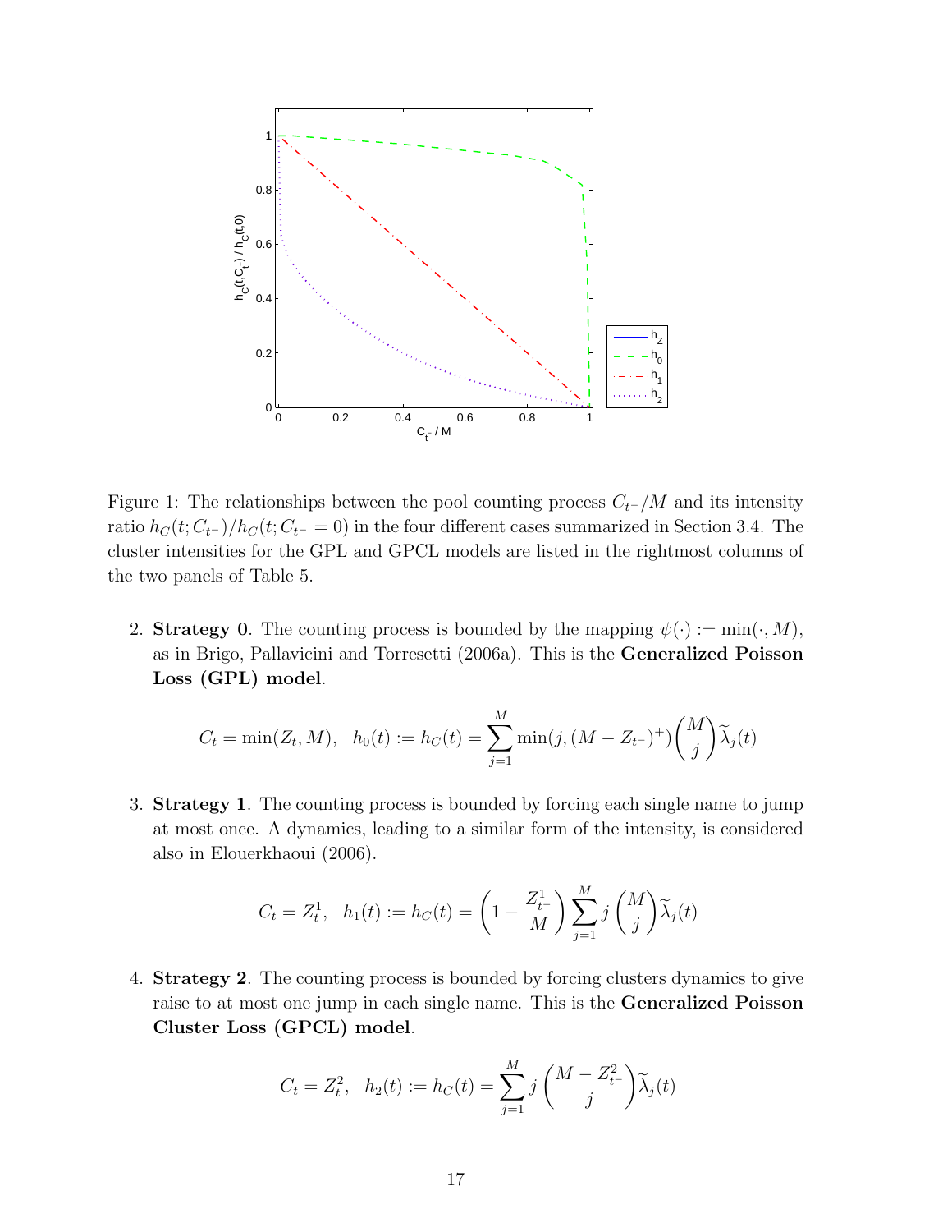Figure 1: The relationships between the pool counting process $C_{t^-}/M$ and its intensity ratio $h_C(t; C_{t^-})/h_C(t; C_{t^-} = 0)$ in the four different cases summarized in Section 3.4. The cluster intensities for the GPL and GPCL models are listed in the rightmost columns of the two panels of Table 5.

2. **Strategy 0**. The counting process is bounded by the mapping $\psi(\cdot) := \min(\cdot, M)$, as in Brigo, Pallavicini and Torresetti (2006a). This is the **Generalized Poisson Loss (GPL) model**.

$$C_t = \min(Z_t, M), \quad h_0(t) := h_C(t) = \sum_{j=1}^{M} \min(j, (M - Z_{t^-})^+) \binom{M}{j} \widetilde{\lambda}_j(t)$$

3. **Strategy 1**. The counting process is bounded by forcing each single name to jump at most once. A dynamics, leading to a similar form of the intensity, is considered also in Elouerkhaoui (2006).

$$C_t = Z_t^1, \quad h_1(t) := h_C(t) = \left(1 - \frac{Z_{t^-}^1}{M}\right) \sum_{j=1}^{M} j \binom{M}{j} \widetilde{\lambda}_j(t)$$

4. **Strategy 2**. The counting process is bounded by forcing clusters dynamics to give raise to at most one jump in each single name. This is the **Generalized Poisson Cluster Loss (GPCL) model**.

$$C_t = Z_t^2, \quad h_2(t) := h_C(t) = \sum_{j=1}^{M} j \binom{M - Z_{t^-}^2}{j} \widetilde{\lambda}_j(t)$$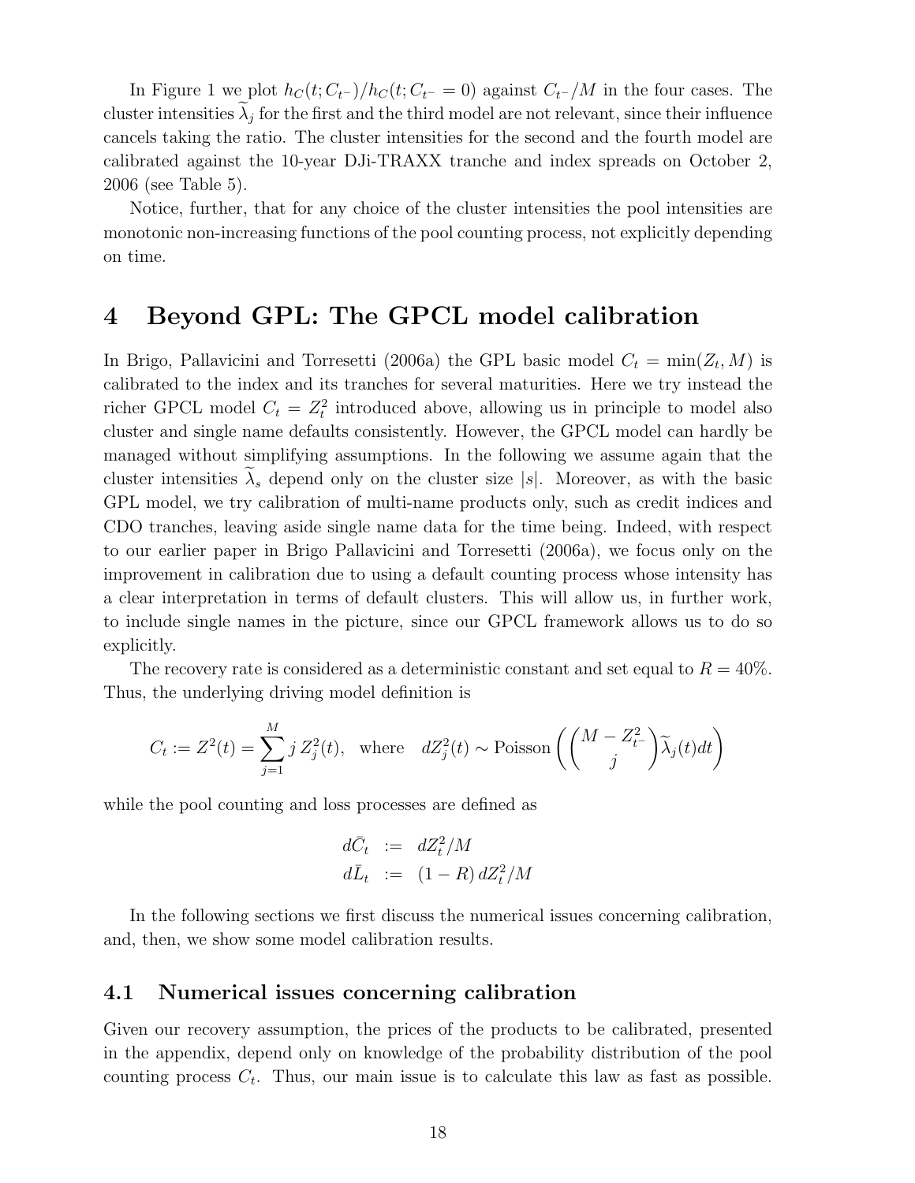In Figure 1 we plot $h_C(t; C_{t^-})/h_C(t; C_{t^-} = 0)$ against $C_{t^-}/M$ in the four cases. The cluster intensities $\widetilde{\lambda}_j$ for the first and the third model are not relevant, since their influence cancels taking the ratio. The cluster intensities for the second and the fourth model are calibrated against the 10-year DJi-TRAXX tranche and index spreads on October 2, 2006 (see Table 5).

Notice, further, that for any choice of the cluster intensities the pool intensities are monotonic non-increasing functions of the pool counting process, not explicitly depending on time.

# 4 Beyond GPL: The GPCL model calibration

In Brigo, Pallavicini and Torresetti (2006a) the GPL basic model $C_t = \min(Z_t, M)$ is calibrated to the index and its tranches for several maturities. Here we try instead the richer GPCL model $C_t = Z_t^2$ introduced above, allowing us in principle to model also cluster and single name defaults consistently. However, the GPCL model can hardly be managed without simplifying assumptions. In the following we assume again that the cluster intensities $\widetilde{\lambda}_s$ depend only on the cluster size $|s|$. Moreover, as with the basic GPL model, we try calibration of multi-name products only, such as credit indices and CDO tranches, leaving aside single name data for the time being. Indeed, with respect to our earlier paper in Brigo Pallavicini and Torresetti (2006a), we focus only on the improvement in calibration due to using a default counting process whose intensity has a clear interpretation in terms of default clusters. This will allow us, in further work, to include single names in the picture, since our GPCL framework allows us to do so explicitly.

The recovery rate is considered as a deterministic constant and set equal to $R = 40\%$. Thus, the underlying driving model definition is

$$C_t := Z^2(t) = \sum_{j=1}^{M} j\, Z_j^2(t), \quad \text{where} \quad dZ_j^2(t) \sim \text{Poisson}\left( \binom{M - Z_{t^-}^2}{j} \widetilde{\lambda}_j(t) dt \right)$$

while the pool counting and loss processes are defined as

$$\begin{aligned} d\bar{C}_t &:= dZ_t^2/M \\ d\bar{L}_t &:= (1-R)\, dZ_t^2/M \end{aligned}$$

In the following sections we first discuss the numerical issues concerning calibration, and, then, we show some model calibration results.

## 4.1 Numerical issues concerning calibration

Given our recovery assumption, the prices of the products to be calibrated, presented in the appendix, depend only on knowledge of the probability distribution of the pool counting process $C_t$. Thus, our main issue is to calculate this law as fast as possible.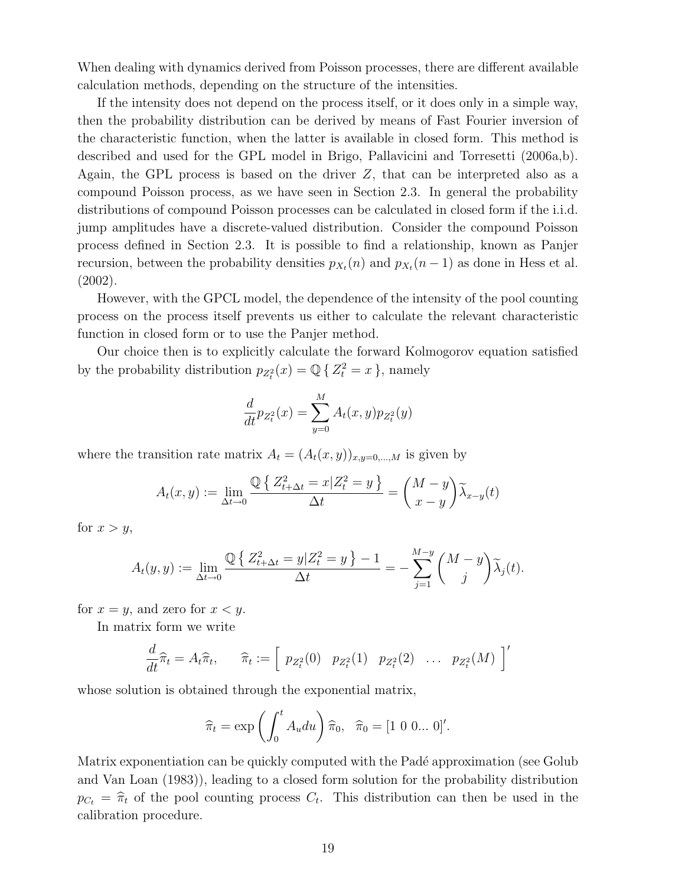When dealing with dynamics derived from Poisson processes, there are different available calculation methods, depending on the structure of the intensities.

If the intensity does not depend on the process itself, or it does only in a simple way, then the probability distribution can be derived by means of Fast Fourier inversion of the characteristic function, when the latter is available in closed form. This method is described and used for the GPL model in Brigo, Pallavicini and Torresetti (2006a,b). Again, the GPL process is based on the driver $Z$, that can be interpreted also as a compound Poisson process, as we have seen in Section 2.3. In general the probability distributions of compound Poisson processes can be calculated in closed form if the i.i.d. jump amplitudes have a discrete-valued distribution. Consider the compound Poisson process defined in Section 2.3. It is possible to find a relationship, known as Panjer recursion, between the probability densities $p_{X_t}(n)$ and $p_{X_t}(n-1)$ as done in Hess et al. (2002).

However, with the GPCL model, the dependence of the intensity of the pool counting process on the process itself prevents us either to calculate the relevant characteristic function in closed form or to use the Panjer method.

Our choice then is to explicitly calculate the forward Kolmogorov equation satisfied by the probability distribution $p_{Z_t^2}(x) = \mathbb{Q}\{\, Z_t^2 = x \,\}$, namely

$$\frac{d}{dt} p_{Z_t^2}(x) = \sum_{y=0}^{M} A_t(x,y) p_{Z_t^2}(y)$$

where the transition rate matrix $A_t = (A_t(x,y))_{x,y=0,\dots,M}$ is given by

$$A_t(x,y) := \lim_{\Delta t \to 0} \frac{\mathbb{Q}\{\, Z_{t+\Delta t}^2 = x | Z_t^2 = y \,\}}{\Delta t} = \binom{M-y}{x-y} \widetilde{\lambda}_{x-y}(t)$$

for $x > y$,

$$A_t(y,y) := \lim_{\Delta t \to 0} \frac{\mathbb{Q}\{\, Z_{t+\Delta t}^2 = y | Z_t^2 = y \,\} - 1}{\Delta t} = - \sum_{j=1}^{M-y} \binom{M-y}{j} \widetilde{\lambda}_j(t).$$

for $x = y$, and zero for $x < y$.

In matrix form we write

$$\frac{d}{dt}\widehat{\pi}_t = A_t \widehat{\pi}_t, \qquad \widehat{\pi}_t := \left[\begin{array}{ccccc} p_{Z_t^2}(0) & p_{Z_t^2}(1) & p_{Z_t^2}(2) & \dots & p_{Z_t^2}(M) \end{array}\right]'$$

whose solution is obtained through the exponential matrix,

$$\widehat{\pi}_t = \exp\left( \int_0^t A_u du \right) \widehat{\pi}_0, \quad \widehat{\pi}_0 = [1\ 0\ 0 \dots\ 0]'.$$

Matrix exponentiation can be quickly computed with the Padé approximation (see Golub and Van Loan (1983)), leading to a closed form solution for the probability distribution $p_{C_t} = \widehat{\pi}_t$ of the pool counting process $C_t$. This distribution can then be used in the calibration procedure.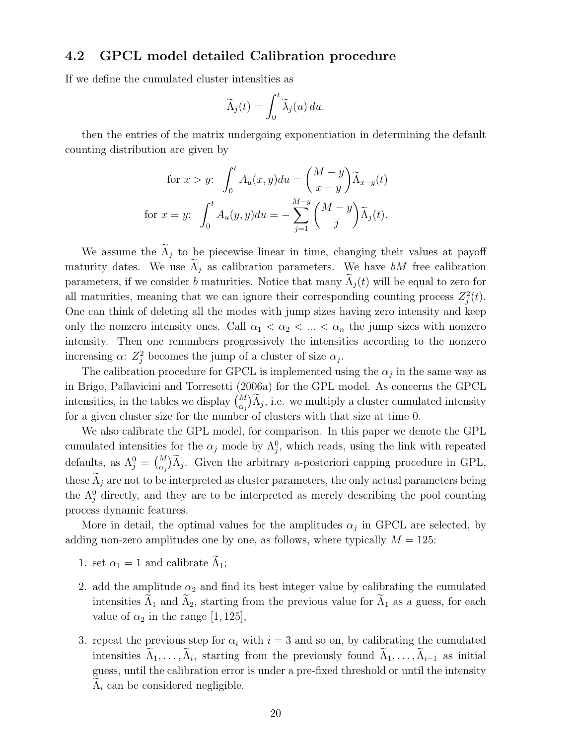## 4.2 GPCL model detailed Calibration procedure

If we define the cumulated cluster intensities as

$$\widetilde{\Lambda}_j(t) = \int_0^t \widetilde{\lambda}_j(u)\, du.$$

then the entries of the matrix undergoing exponentiation in determining the default counting distribution are given by

$$\text{for } x > y\text{: } \int_0^t A_u(x,y)du = \binom{M-y}{x-y}\widetilde{\Lambda}_{x-y}(t)$$

$$\text{for } x = y\text{: } \int_0^t A_u(y,y)du = -\sum_{j=1}^{M-y}\binom{M-y}{j}\widetilde{\Lambda}_j(t).$$

We assume the $\widetilde{\Lambda}_j$ to be piecewise linear in time, changing their values at payoff maturity dates. We use $\widetilde{\Lambda}_j$ as calibration parameters. We have $bM$ free calibration parameters, if we consider $b$ maturities. Notice that many $\widetilde{\Lambda}_j(t)$ will be equal to zero for all maturities, meaning that we can ignore their corresponding counting process $Z_j^2(t)$. One can think of deleting all the modes with jump sizes having zero intensity and keep only the nonzero intensity ones. Call $\alpha_1 < \alpha_2 < ... < \alpha_n$ the jump sizes with nonzero intensity. Then one renumbers progressively the intensities according to the nonzero increasing $\alpha$: $Z_j^2$ becomes the jump of a cluster of size $\alpha_j$.

The calibration procedure for GPCL is implemented using the $\alpha_j$ in the same way as in Brigo, Pallavicini and Torresetti (2006a) for the GPL model. As concerns the GPCL intensities, in the tables we display $\binom{M}{\alpha_j}\widetilde{\Lambda}_j$, i.e. we multiply a cluster cumulated intensity for a given cluster size for the number of clusters with that size at time 0.

We also calibrate the GPL model, for comparison. In this paper we denote the GPL cumulated intensities for the $\alpha_j$ mode by $\Lambda_j^0$, which reads, using the link with repeated defaults, as $\Lambda_j^0 = \binom{M}{\alpha_j}\widetilde{\Lambda}_j$. Given the arbitrary a-posteriori capping procedure in GPL, these $\widetilde{\Lambda}_j$ are not to be interpreted as cluster parameters, the only actual parameters being the $\Lambda_j^0$ directly, and they are to be interpreted as merely describing the pool counting process dynamic features.

More in detail, the optimal values for the amplitudes $\alpha_j$ in GPCL are selected, by adding non-zero amplitudes one by one, as follows, where typically $M = 125$:

1. set $\alpha_1 = 1$ and calibrate $\widetilde{\Lambda}_1$;
2. add the amplitude $\alpha_2$ and find its best integer value by calibrating the cumulated intensities $\widetilde{\Lambda}_1$ and $\widetilde{\Lambda}_2$, starting from the previous value for $\widetilde{\Lambda}_1$ as a guess, for each value of $\alpha_2$ in the range $[1, 125]$,
3. repeat the previous step for $\alpha_i$ with $i = 3$ and so on, by calibrating the cumulated intensities $\widetilde{\Lambda}_1, \ldots, \widetilde{\Lambda}_i$, starting from the previously found $\widetilde{\Lambda}_1, \ldots, \widetilde{\Lambda}_{i-1}$ as initial guess, until the calibration error is under a pre-fixed threshold or until the intensity $\widetilde{\Lambda}_i$ can be considered negligible.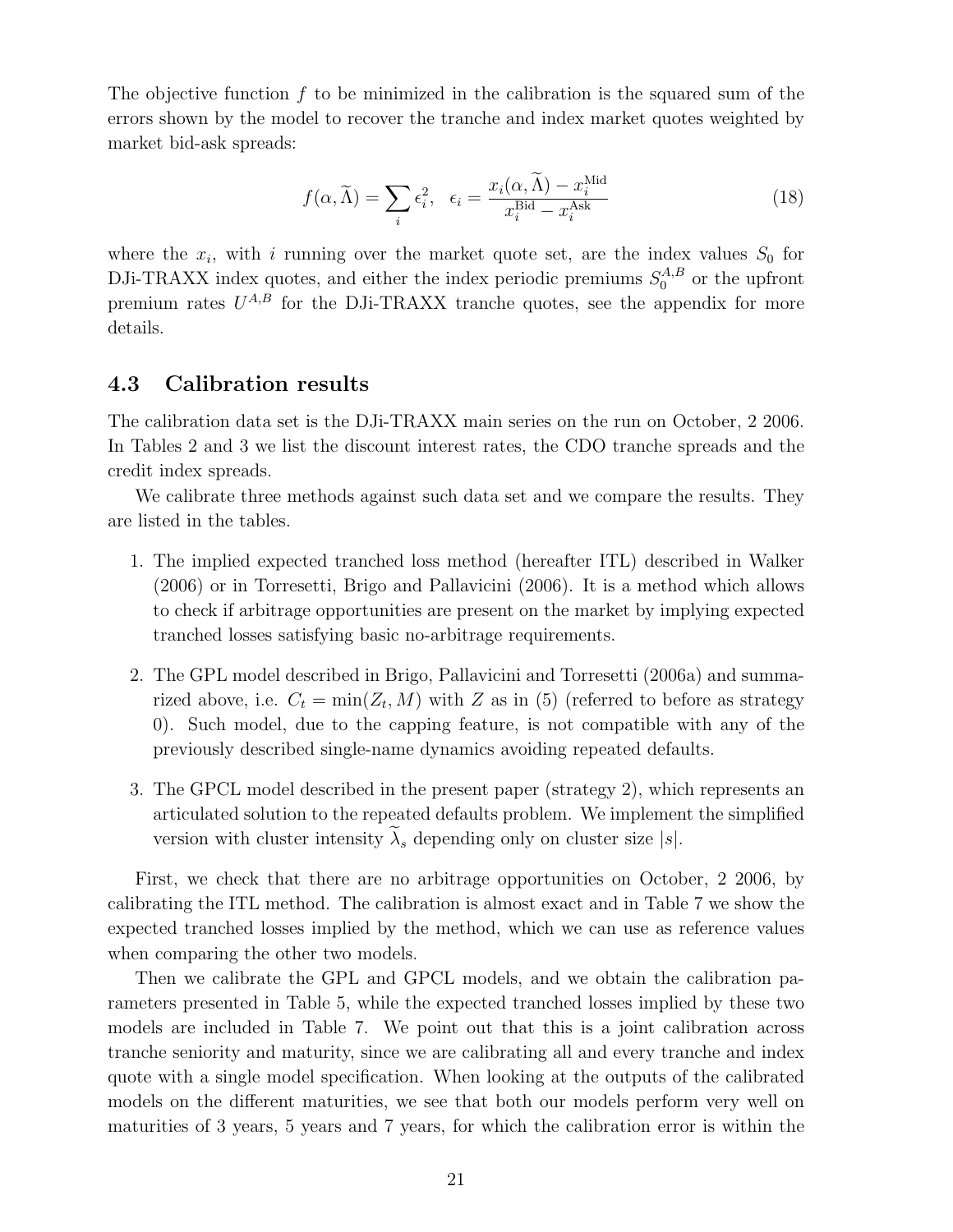The objective function $f$ to be minimized in the calibration is the squared sum of the errors shown by the model to recover the tranche and index market quotes weighted by market bid-ask spreads:

$$f(\alpha, \widetilde{\Lambda}) = \sum_i \epsilon_i^2, \quad \epsilon_i = \frac{x_i(\alpha, \widetilde{\Lambda}) - x_i^{\text{Mid}}}{x_i^{\text{Bid}} - x_i^{\text{Ask}}} \tag{18}$$

where the $x_i$, with $i$ running over the market quote set, are the index values $S_0$ for DJi-TRAXX index quotes, and either the index periodic premiums $S_0^{A,B}$ or the upfront premium rates $U^{A,B}$ for the DJi-TRAXX tranche quotes, see the appendix for more details.

### 4.3 Calibration results

The calibration data set is the DJi-TRAXX main series on the run on October, 2 2006. In Tables 2 and 3 we list the discount interest rates, the CDO tranche spreads and the credit index spreads.

We calibrate three methods against such data set and we compare the results. They are listed in the tables.

1. The implied expected tranched loss method (hereafter ITL) described in Walker (2006) or in Torresetti, Brigo and Pallavicini (2006). It is a method which allows to check if arbitrage opportunities are present on the market by implying expected tranched losses satisfying basic no-arbitrage requirements.

2. The GPL model described in Brigo, Pallavicini and Torresetti (2006a) and summarized above, i.e. $C_t = \min(Z_t, M)$ with $Z$ as in (5) (referred to before as strategy 0). Such model, due to the capping feature, is not compatible with any of the previously described single-name dynamics avoiding repeated defaults.

3. The GPCL model described in the present paper (strategy 2), which represents an articulated solution to the repeated defaults problem. We implement the simplified version with cluster intensity $\widetilde{\lambda}_s$ depending only on cluster size $|s|$.

First, we check that there are no arbitrage opportunities on October, 2 2006, by calibrating the ITL method. The calibration is almost exact and in Table 7 we show the expected tranched losses implied by the method, which we can use as reference values when comparing the other two models.

Then we calibrate the GPL and GPCL models, and we obtain the calibration parameters presented in Table 5, while the expected tranched losses implied by these two models are included in Table 7. We point out that this is a joint calibration across tranche seniority and maturity, since we are calibrating all and every tranche and index quote with a single model specification. When looking at the outputs of the calibrated models on the different maturities, we see that both our models perform very well on maturities of 3 years, 5 years and 7 years, for which the calibration error is within the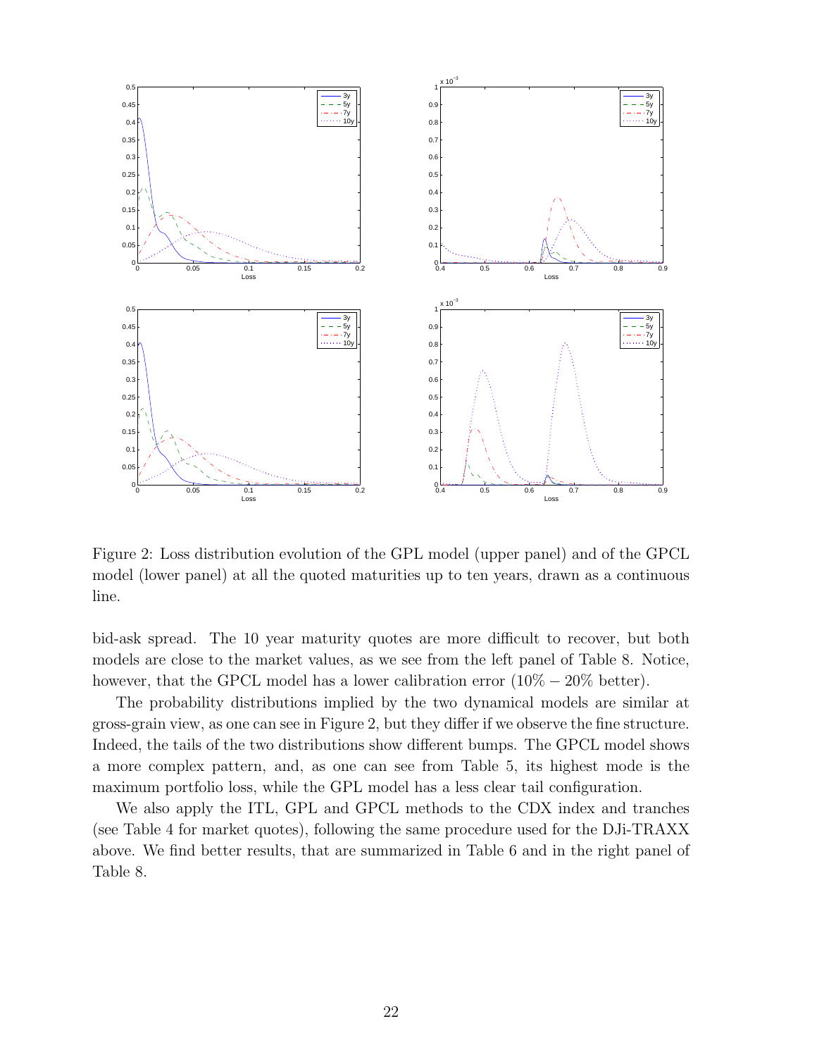Figure 2: Loss distribution evolution of the GPL model (upper panel) and of the GPCL model (lower panel) at all the quoted maturities up to ten years, drawn as a continuous line.

bid-ask spread. The 10 year maturity quotes are more difficult to recover, but both models are close to the market values, as we see from the left panel of Table 8. Notice, however, that the GPCL model has a lower calibration error ($10\% - 20\%$ better).

The probability distributions implied by the two dynamical models are similar at gross-grain view, as one can see in Figure 2, but they differ if we observe the fine structure. Indeed, the tails of the two distributions show different bumps. The GPCL model shows a more complex pattern, and, as one can see from Table 5, its highest mode is the maximum portfolio loss, while the GPL model has a less clear tail configuration.

We also apply the ITL, GPL and GPCL methods to the CDX index and tranches (see Table 4 for market quotes), following the same procedure used for the DJi-TRAXX above. We find better results, that are summarized in Table 6 and in the right panel of Table 8.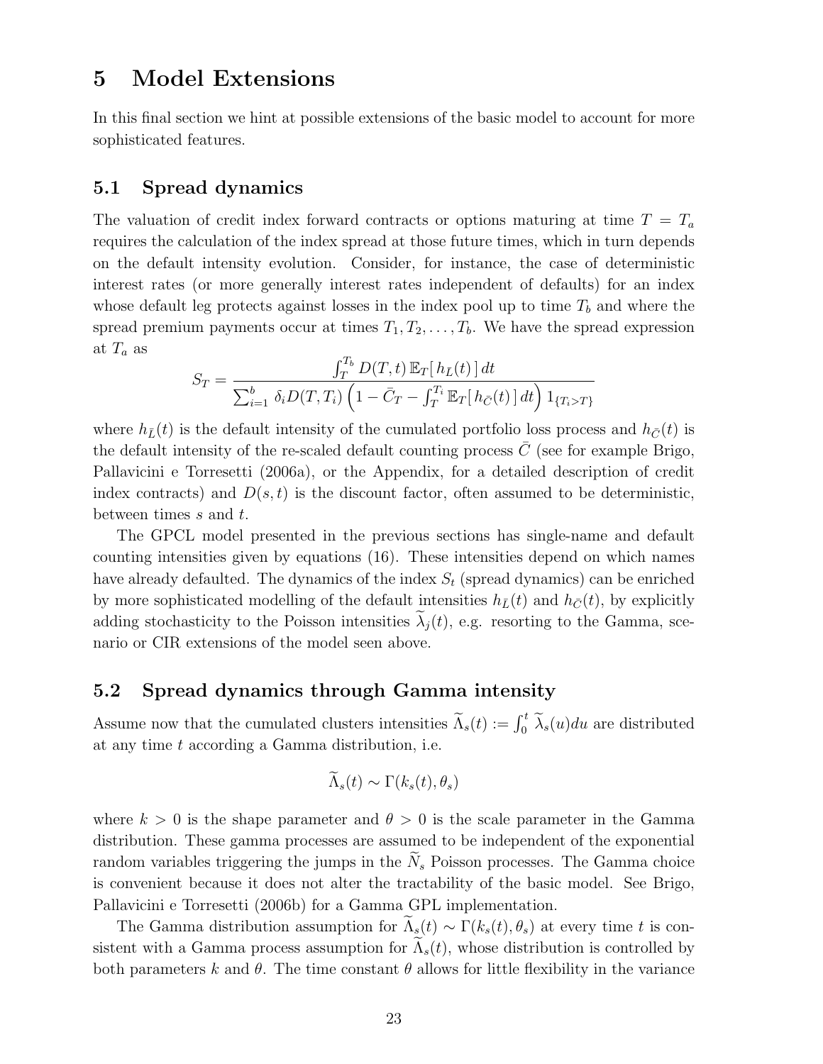# 5 Model Extensions

In this final section we hint at possible extensions of the basic model to account for more sophisticated features.

## 5.1 Spread dynamics

The valuation of credit index forward contracts or options maturing at time $T = T_a$ requires the calculation of the index spread at those future times, which in turn depends on the default intensity evolution. Consider, for instance, the case of deterministic interest rates (or more generally interest rates independent of defaults) for an index whose default leg protects against losses in the index pool up to time $T_b$ and where the spread premium payments occur at times $T_1, T_2, \ldots, T_b$. We have the spread expression at $T_a$ as

$$S_T = \frac{\int_T^{T_b} D(T,t)\, \mathbb{E}_T[\, h_{\bar{L}}(t)\,]\, dt}{\sum_{i=1}^{b} \delta_i D(T,T_i) \left(1 - \bar{C}_T - \int_T^{T_i} \mathbb{E}_T[\, h_{\bar{C}}(t)\,]\, dt\right) 1_{\{T_i > T\}}}$$

where $h_{\bar{L}}(t)$ is the default intensity of the cumulated portfolio loss process and $h_{\bar{C}}(t)$ is the default intensity of the re-scaled default counting process $\bar{C}$ (see for example Brigo, Pallavicini e Torresetti (2006a), or the Appendix, for a detailed description of credit index contracts) and $D(s,t)$ is the discount factor, often assumed to be deterministic, between times $s$ and $t$.

The GPCL model presented in the previous sections has single-name and default counting intensities given by equations (16). These intensities depend on which names have already defaulted. The dynamics of the index $S_t$ (spread dynamics) can be enriched by more sophisticated modelling of the default intensities $h_{\bar{L}}(t)$ and $h_{\bar{C}}(t)$, by explicitly adding stochasticity to the Poisson intensities $\widetilde{\lambda}_j(t)$, e.g. resorting to the Gamma, scenario or CIR extensions of the model seen above.

## 5.2 Spread dynamics through Gamma intensity

Assume now that the cumulated clusters intensities $\widetilde{\Lambda}_s(t) := \int_0^t \widetilde{\lambda}_s(u)du$ are distributed at any time $t$ according a Gamma distribution, i.e.

$$\widetilde{\Lambda}_s(t) \sim \Gamma(k_s(t), \theta_s)$$

where $k > 0$ is the shape parameter and $\theta > 0$ is the scale parameter in the Gamma distribution. These gamma processes are assumed to be independent of the exponential random variables triggering the jumps in the $\widetilde{N}_s$ Poisson processes. The Gamma choice is convenient because it does not alter the tractability of the basic model. See Brigo, Pallavicini e Torresetti (2006b) for a Gamma GPL implementation.

The Gamma distribution assumption for $\widetilde{\Lambda}_s(t) \sim \Gamma(k_s(t), \theta_s)$ at every time $t$ is consistent with a Gamma process assumption for $\widetilde{\Lambda}_s(t)$, whose distribution is controlled by both parameters $k$ and $\theta$. The time constant $\theta$ allows for little flexibility in the variance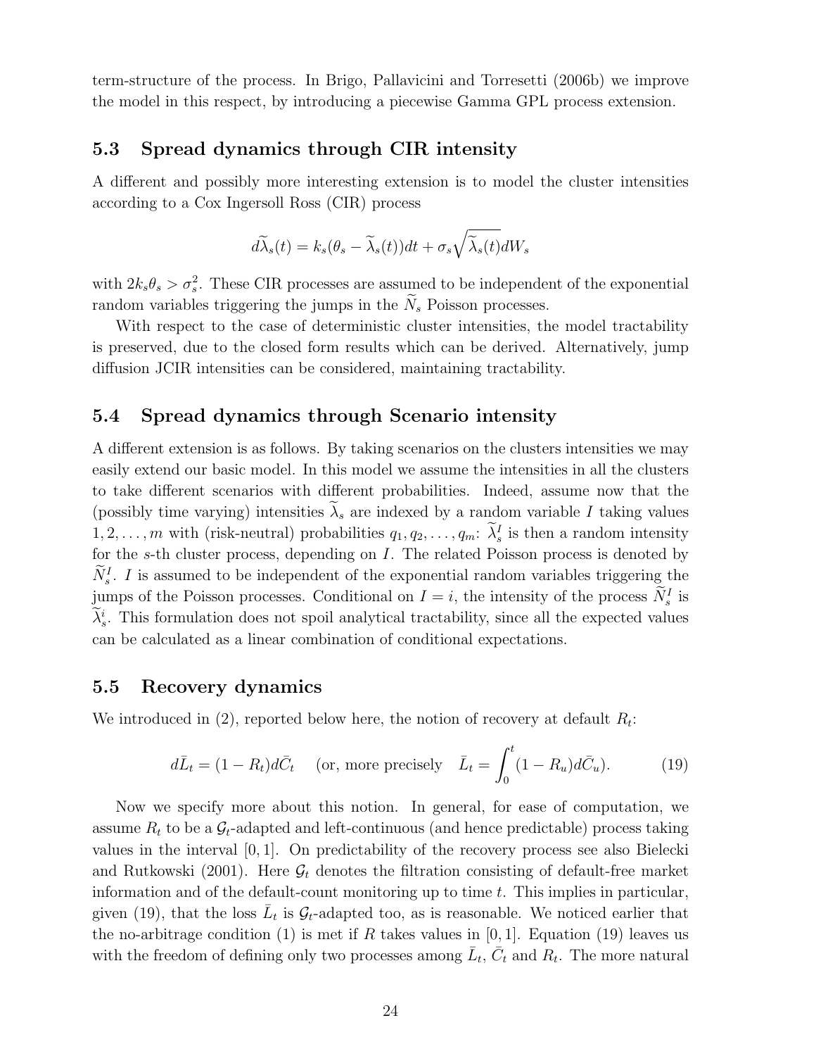term-structure of the process. In Brigo, Pallavicini and Torresetti (2006b) we improve the model in this respect, by introducing a piecewise Gamma GPL process extension.

### 5.3 Spread dynamics through CIR intensity

A different and possibly more interesting extension is to model the cluster intensities according to a Cox Ingersoll Ross (CIR) process

$$d\widetilde{\lambda}_s(t) = k_s(\theta_s - \widetilde{\lambda}_s(t))dt + \sigma_s\sqrt{\widetilde{\lambda}_s(t)}dW_s$$

with $2k_s\theta_s > \sigma_s^2$. These CIR processes are assumed to be independent of the exponential random variables triggering the jumps in the $\widetilde{N}_s$ Poisson processes.

With respect to the case of deterministic cluster intensities, the model tractability is preserved, due to the closed form results which can be derived. Alternatively, jump diffusion JCIR intensities can be considered, maintaining tractability.

### 5.4 Spread dynamics through Scenario intensity

A different extension is as follows. By taking scenarios on the clusters intensities we may easily extend our basic model. In this model we assume the intensities in all the clusters to take different scenarios with different probabilities. Indeed, assume now that the (possibly time varying) intensities $\widetilde{\lambda}_s$ are indexed by a random variable $I$ taking values $1, 2, \ldots, m$ with (risk-neutral) probabilities $q_1, q_2, \ldots, q_m$: $\widetilde{\lambda}_s^I$ is then a random intensity for the $s$-th cluster process, depending on $I$. The related Poisson process is denoted by $\widetilde{N}_s^I$. $I$ is assumed to be independent of the exponential random variables triggering the jumps of the Poisson processes. Conditional on $I = i$, the intensity of the process $\widetilde{N}_s^I$ is $\widetilde{\lambda}_s^i$. This formulation does not spoil analytical tractability, since all the expected values can be calculated as a linear combination of conditional expectations.

### 5.5 Recovery dynamics

We introduced in (2), reported below here, the notion of recovery at default $R_t$:

$$d\bar{L}_t = (1 - R_t)d\bar{C}_t \quad \text{(or, more precisely} \quad \bar{L}_t = \int_0^t (1 - R_u)d\bar{C}_u). \tag{19}$$

Now we specify more about this notion. In general, for ease of computation, we assume $R_t$ to be a $\mathcal{G}_t$-adapted and left-continuous (and hence predictable) process taking values in the interval $[0, 1]$. On predictability of the recovery process see also Bielecki and Rutkowski (2001). Here $\mathcal{G}_t$ denotes the filtration consisting of default-free market information and of the default-count monitoring up to time $t$. This implies in particular, given (19), that the loss $\bar{L}_t$ is $\mathcal{G}_t$-adapted too, as is reasonable. We noticed earlier that the no-arbitrage condition (1) is met if $R$ takes values in $[0, 1]$. Equation (19) leaves us with the freedom of defining only two processes among $\bar{L}_t$, $\bar{C}_t$ and $R_t$. The more natural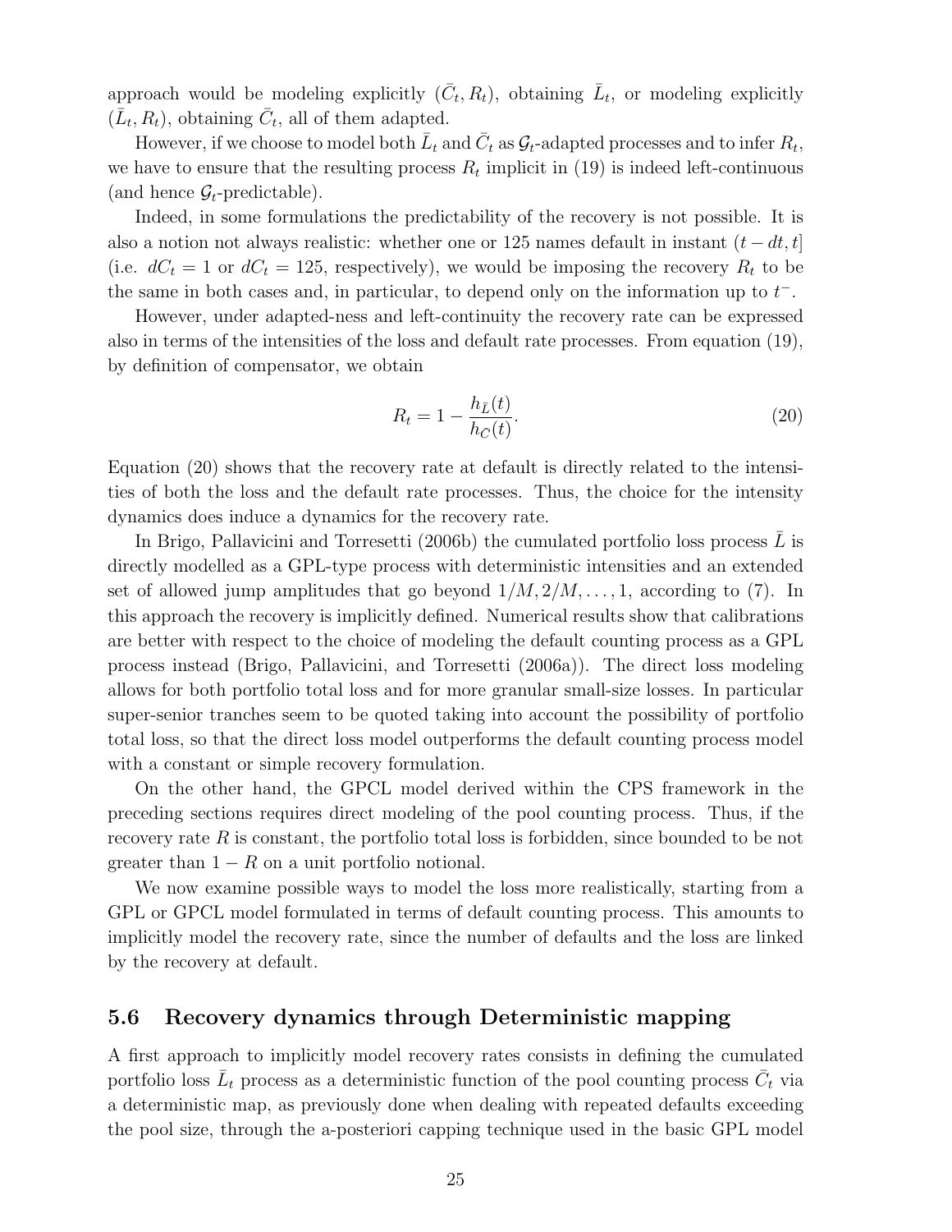approach would be modeling explicitly $(\bar{C}_t, R_t)$, obtaining $\bar{L}_t$, or modeling explicitly $(\bar{L}_t, R_t)$, obtaining $\bar{C}_t$, all of them adapted.

However, if we choose to model both $\bar{L}_t$ and $\bar{C}_t$ as $\mathcal{G}_t$-adapted processes and to infer $R_t$, we have to ensure that the resulting process $R_t$ implicit in (19) is indeed left-continuous (and hence $\mathcal{G}_t$-predictable).

Indeed, in some formulations the predictability of the recovery is not possible. It is also a notion not always realistic: whether one or 125 names default in instant $(t - dt, t]$ (i.e. $dC_t = 1$ or $dC_t = 125$, respectively), we would be imposing the recovery $R_t$ to be the same in both cases and, in particular, to depend only on the information up to $t^-$.

However, under adapted-ness and left-continuity the recovery rate can be expressed also in terms of the intensities of the loss and default rate processes. From equation (19), by definition of compensator, we obtain

$$R_t = 1 - \frac{h_{\bar{L}}(t)}{h_{\bar{C}}(t)}. \tag{20}$$

Equation (20) shows that the recovery rate at default is directly related to the intensities of both the loss and the default rate processes. Thus, the choice for the intensity dynamics does induce a dynamics for the recovery rate.

In Brigo, Pallavicini and Torresetti (2006b) the cumulated portfolio loss process $\bar{L}$ is directly modelled as a GPL-type process with deterministic intensities and an extended set of allowed jump amplitudes that go beyond $1/M, 2/M, \ldots, 1$, according to (7). In this approach the recovery is implicitly defined. Numerical results show that calibrations are better with respect to the choice of modeling the default counting process as a GPL process instead (Brigo, Pallavicini, and Torresetti (2006a)). The direct loss modeling allows for both portfolio total loss and for more granular small-size losses. In particular super-senior tranches seem to be quoted taking into account the possibility of portfolio total loss, so that the direct loss model outperforms the default counting process model with a constant or simple recovery formulation.

On the other hand, the GPCL model derived within the CPS framework in the preceding sections requires direct modeling of the pool counting process. Thus, if the recovery rate $R$ is constant, the portfolio total loss is forbidden, since bounded to be not greater than $1 - R$ on a unit portfolio notional.

We now examine possible ways to model the loss more realistically, starting from a GPL or GPCL model formulated in terms of default counting process. This amounts to implicitly model the recovery rate, since the number of defaults and the loss are linked by the recovery at default.

## 5.6 Recovery dynamics through Deterministic mapping

A first approach to implicitly model recovery rates consists in defining the cumulated portfolio loss $\bar{L}_t$ process as a deterministic function of the pool counting process $\bar{C}_t$ via a deterministic map, as previously done when dealing with repeated defaults exceeding the pool size, through the a-posteriori capping technique used in the basic GPL model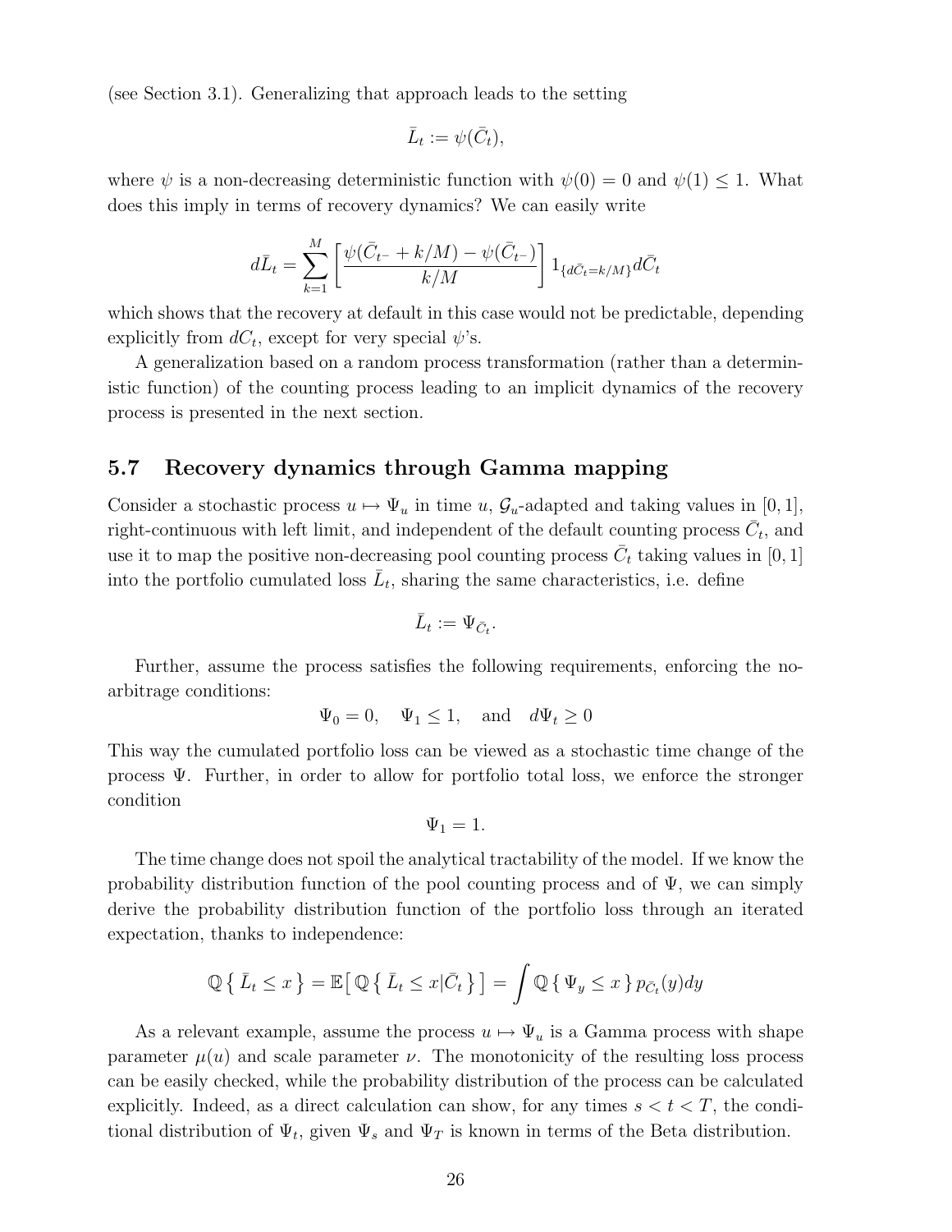(see Section 3.1). Generalizing that approach leads to the setting

$$\bar{L}_t := \psi(\bar{C}_t),$$

where $\psi$ is a non-decreasing deterministic function with $\psi(0) = 0$ and $\psi(1) \leq 1$. What does this imply in terms of recovery dynamics? We can easily write

$$d\bar{L}_t = \sum_{k=1}^{M} \left[ \frac{\psi(\bar{C}_{t^-} + k/M) - \psi(\bar{C}_{t^-})}{k/M} \right] 1_{\{d\bar{C}_t = k/M\}} d\bar{C}_t$$

which shows that the recovery at default in this case would not be predictable, depending explicitly from $dC_t$, except for very special $\psi$'s.

A generalization based on a random process transformation (rather than a deterministic function) of the counting process leading to an implicit dynamics of the recovery process is presented in the next section.

## 5.7 Recovery dynamics through Gamma mapping

Consider a stochastic process $u \mapsto \Psi_u$ in time $u$, $\mathcal{G}_u$-adapted and taking values in $[0, 1]$, right-continuous with left limit, and independent of the default counting process $\bar{C}_t$, and use it to map the positive non-decreasing pool counting process $\bar{C}_t$ taking values in $[0, 1]$ into the portfolio cumulated loss $\bar{L}_t$, sharing the same characteristics, i.e. define

$$\bar{L}_t := \Psi_{\bar{C}_t}.$$

Further, assume the process satisfies the following requirements, enforcing the no-arbitrage conditions:

$$\Psi_0 = 0, \quad \Psi_1 \leq 1, \quad \text{and} \quad d\Psi_t \geq 0$$

This way the cumulated portfolio loss can be viewed as a stochastic time change of the process $\Psi$. Further, in order to allow for portfolio total loss, we enforce the stronger condition

$$\Psi_1 = 1.$$

The time change does not spoil the analytical tractability of the model. If we know the probability distribution function of the pool counting process and of $\Psi$, we can simply derive the probability distribution function of the portfolio loss through an iterated expectation, thanks to independence:

$$\mathbb{Q}\{\, \bar{L}_t \leq x \,\} = \mathbb{E}\big[\, \mathbb{Q}\{\, \bar{L}_t \leq x | \bar{C}_t \,\}\,\big] = \int \mathbb{Q}\{\, \Psi_y \leq x \,\}\, p_{\bar{C}_t}(y) dy$$

As a relevant example, assume the process $u \mapsto \Psi_u$ is a Gamma process with shape parameter $\mu(u)$ and scale parameter $\nu$. The monotonicity of the resulting loss process can be easily checked, while the probability distribution of the process can be calculated explicitly. Indeed, as a direct calculation can show, for any times $s < t < T$, the conditional distribution of $\Psi_t$, given $\Psi_s$ and $\Psi_T$ is known in terms of the Beta distribution.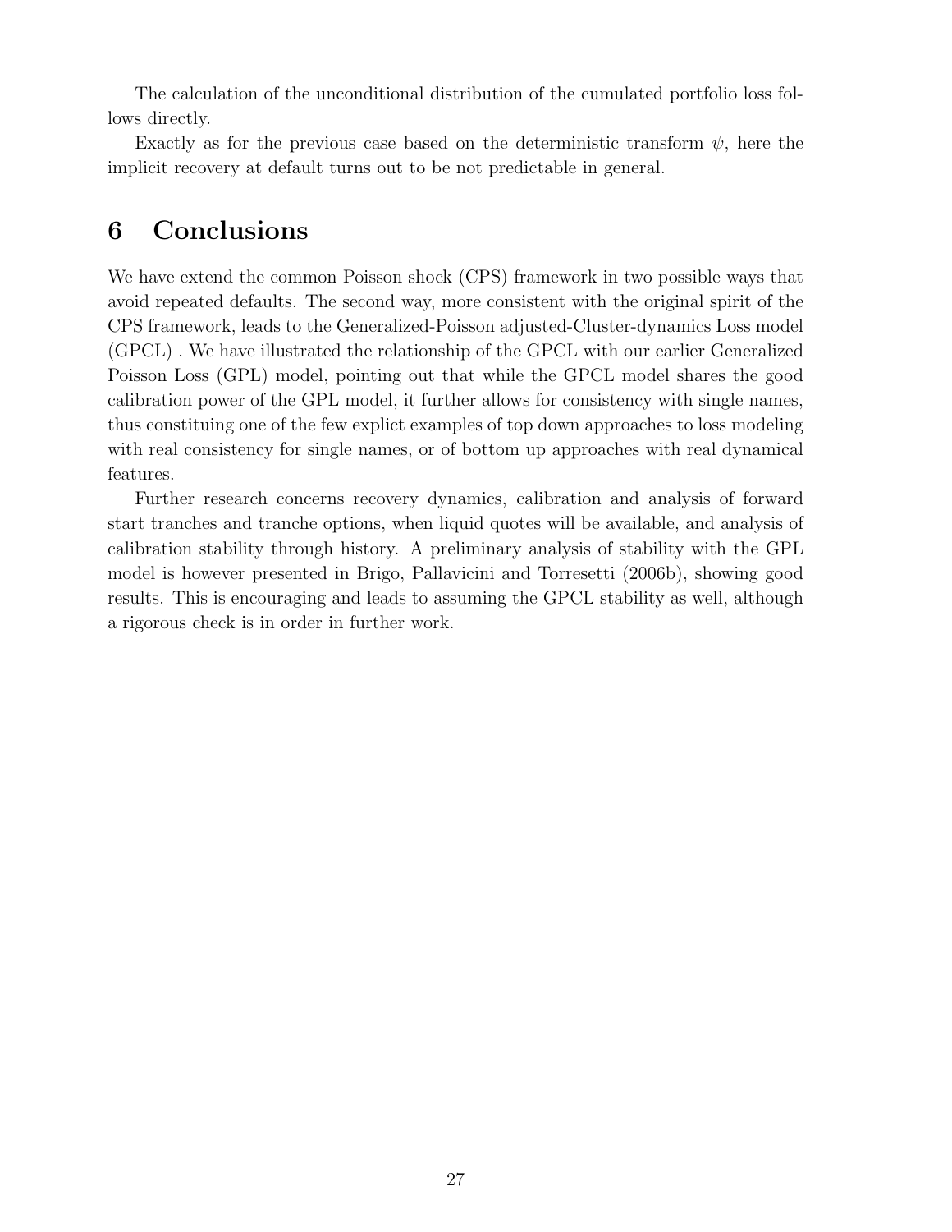The calculation of the unconditional distribution of the cumulated portfolio loss follows directly.

Exactly as for the previous case based on the deterministic transform $\psi$, here the implicit recovery at default turns out to be not predictable in general.

# 6 Conclusions

We have extend the common Poisson shock (CPS) framework in two possible ways that avoid repeated defaults. The second way, more consistent with the original spirit of the CPS framework, leads to the Generalized-Poisson adjusted-Cluster-dynamics Loss model (GPCL) . We have illustrated the relationship of the GPCL with our earlier Generalized Poisson Loss (GPL) model, pointing out that while the GPCL model shares the good calibration power of the GPL model, it further allows for consistency with single names, thus constituing one of the few explict examples of top down approaches to loss modeling with real consistency for single names, or of bottom up approaches with real dynamical features.

Further research concerns recovery dynamics, calibration and analysis of forward start tranches and tranche options, when liquid quotes will be available, and analysis of calibration stability through history. A preliminary analysis of stability with the GPL model is however presented in Brigo, Pallavicini and Torresetti (2006b), showing good results. This is encouraging and leads to assuming the GPCL stability as well, although a rigorous check is in order in further work.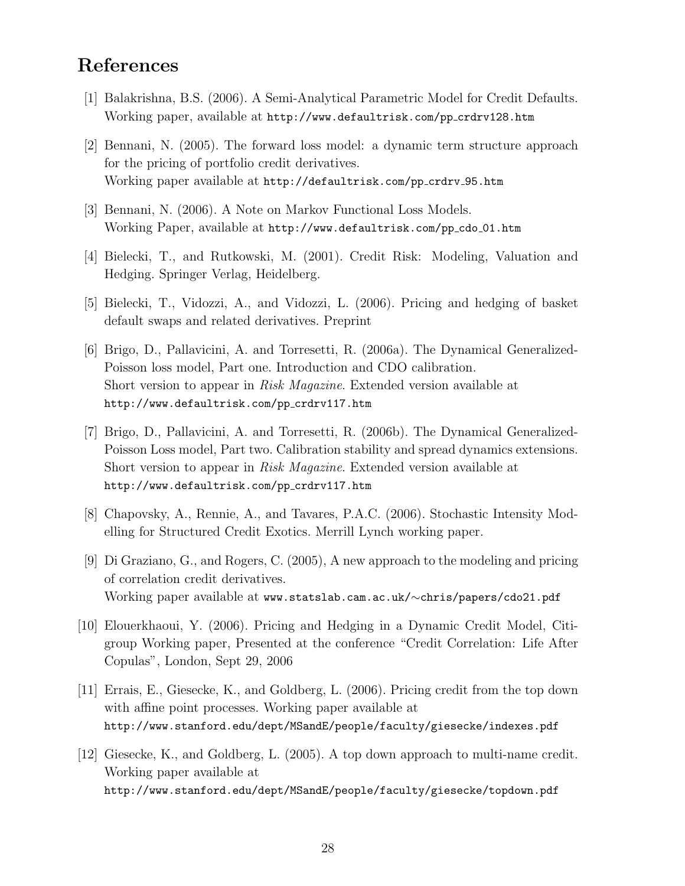# References

[1] Balakrishna, B.S. (2006). A Semi-Analytical Parametric Model for Credit Defaults. Working paper, available at http://www.defaultrisk.com/pp_crdrv128.htm

[2] Bennani, N. (2005). The forward loss model: a dynamic term structure approach for the pricing of portfolio credit derivatives.
Working paper available at http://defaultrisk.com/pp_crdrv_95.htm

[3] Bennani, N. (2006). A Note on Markov Functional Loss Models.
Working Paper, available at http://www.defaultrisk.com/pp_cdo_01.htm

[4] Bielecki, T., and Rutkowski, M. (2001). Credit Risk: Modeling, Valuation and Hedging. Springer Verlag, Heidelberg.

[5] Bielecki, T., Vidozzi, A., and Vidozzi, L. (2006). Pricing and hedging of basket default swaps and related derivatives. Preprint

[6] Brigo, D., Pallavicini, A. and Torresetti, R. (2006a). The Dynamical Generalized-Poisson loss model, Part one. Introduction and CDO calibration.
Short version to appear in *Risk Magazine*. Extended version available at
http://www.defaultrisk.com/pp_crdrv117.htm

[7] Brigo, D., Pallavicini, A. and Torresetti, R. (2006b). The Dynamical Generalized-Poisson Loss model, Part two. Calibration stability and spread dynamics extensions.
Short version to appear in *Risk Magazine*. Extended version available at
http://www.defaultrisk.com/pp_crdrv117.htm

[8] Chapovsky, A., Rennie, A., and Tavares, P.A.C. (2006). Stochastic Intensity Modelling for Structured Credit Exotics. Merrill Lynch working paper.

[9] Di Graziano, G., and Rogers, C. (2005), A new approach to the modeling and pricing of correlation credit derivatives.
Working paper available at www.statslab.cam.ac.uk/~chris/papers/cdo21.pdf

[10] Elouerkhaoui, Y. (2006). Pricing and Hedging in a Dynamic Credit Model, Citigroup Working paper, Presented at the conference "Credit Correlation: Life After Copulas", London, Sept 29, 2006

[11] Errais, E., Giesecke, K., and Goldberg, L. (2006). Pricing credit from the top down with affine point processes. Working paper available at
http://www.stanford.edu/dept/MSandE/people/faculty/giesecke/indexes.pdf

[12] Giesecke, K., and Goldberg, L. (2005). A top down approach to multi-name credit. Working paper available at
http://www.stanford.edu/dept/MSandE/people/faculty/giesecke/topdown.pdf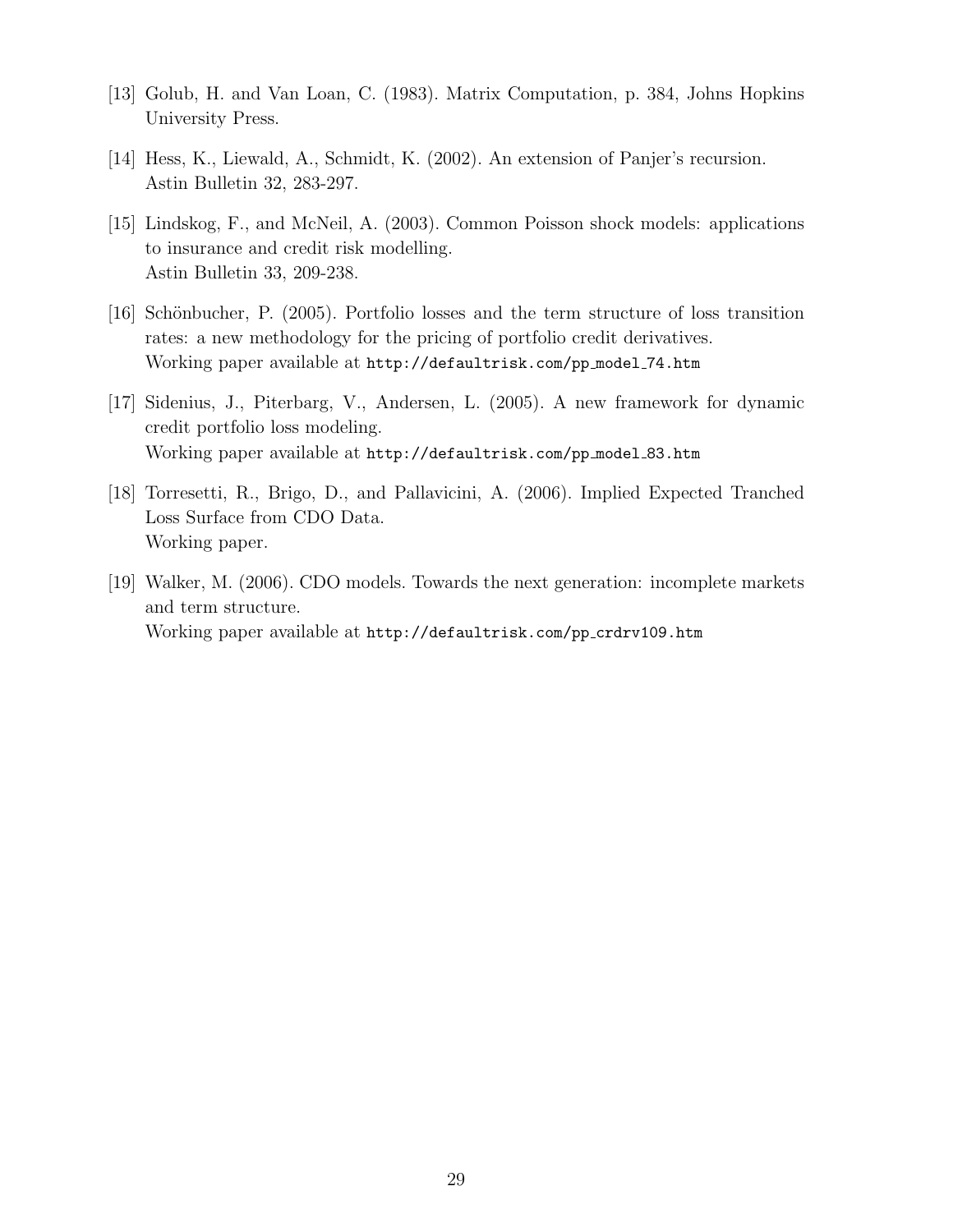[13] Golub, H. and Van Loan, C. (1983). Matrix Computation, p. 384, Johns Hopkins University Press.

[14] Hess, K., Liewald, A., Schmidt, K. (2002). An extension of Panjer's recursion. Astin Bulletin 32, 283-297.

[15] Lindskog, F., and McNeil, A. (2003). Common Poisson shock models: applications to insurance and credit risk modelling. Astin Bulletin 33, 209-238.

[16] Schönbucher, P. (2005). Portfolio losses and the term structure of loss transition rates: a new methodology for the pricing of portfolio credit derivatives. Working paper available at `http://defaultrisk.com/pp_model_74.htm`

[17] Sidenius, J., Piterbarg, V., Andersen, L. (2005). A new framework for dynamic credit portfolio loss modeling. Working paper available at `http://defaultrisk.com/pp_model_83.htm`

[18] Torresetti, R., Brigo, D., and Pallavicini, A. (2006). Implied Expected Tranched Loss Surface from CDO Data. Working paper.

[19] Walker, M. (2006). CDO models. Towards the next generation: incomplete markets and term structure. Working paper available at `http://defaultrisk.com/pp_crdrv109.htm`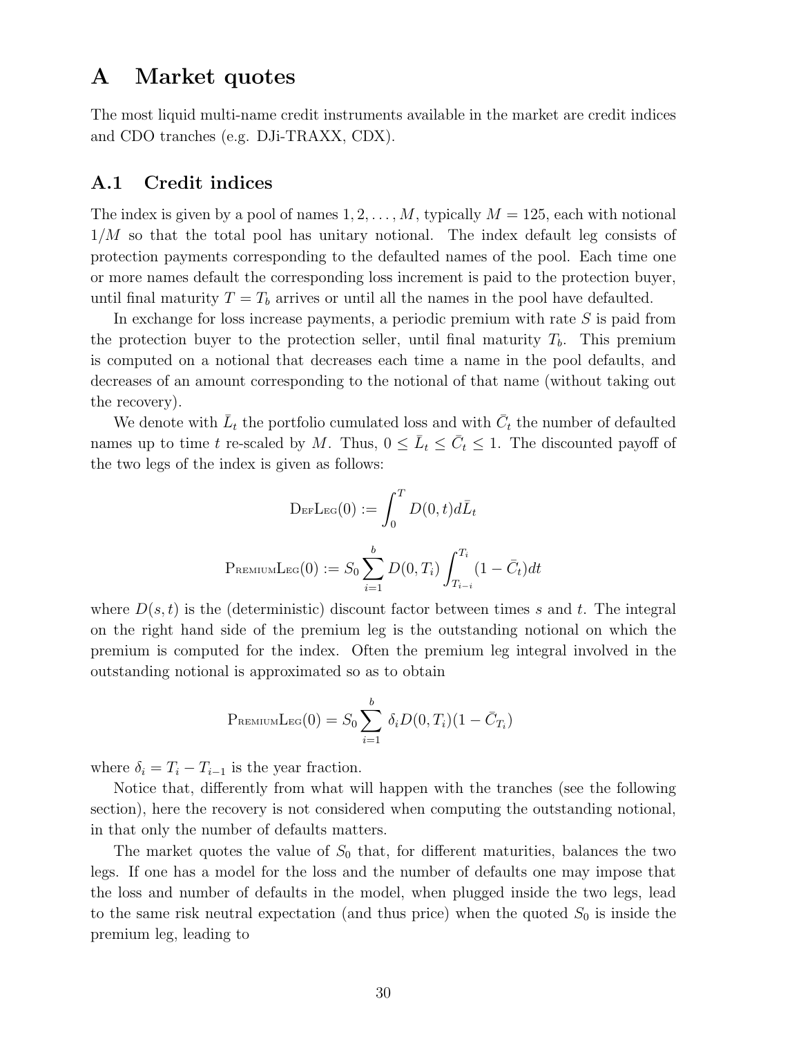# A Market quotes

The most liquid multi-name credit instruments available in the market are credit indices and CDO tranches (e.g. DJi-TRAXX, CDX).

## A.1 Credit indices

The index is given by a pool of names $1, 2, \ldots, M$, typically $M = 125$, each with notional $1/M$ so that the total pool has unitary notional. The index default leg consists of protection payments corresponding to the defaulted names of the pool. Each time one or more names default the corresponding loss increment is paid to the protection buyer, until final maturity $T = T_b$ arrives or until all the names in the pool have defaulted.

In exchange for loss increase payments, a periodic premium with rate $S$ is paid from the protection buyer to the protection seller, until final maturity $T_b$. This premium is computed on a notional that decreases each time a name in the pool defaults, and decreases of an amount corresponding to the notional of that name (without taking out the recovery).

We denote with $\bar{L}_t$ the portfolio cumulated loss and with $\bar{C}_t$ the number of defaulted names up to time $t$ re-scaled by $M$. Thus, $0 \leq \bar{L}_t \leq \bar{C}_t \leq 1$. The discounted payoff of the two legs of the index is given as follows:

$$\text{DefLeg}(0) := \int_0^T D(0,t) d\bar{L}_t$$

$$\text{PremiumLeg}(0) := S_0 \sum_{i=1}^{b} D(0,T_i) \int_{T_{i-i}}^{T_i} (1 - \bar{C}_t) dt$$

where $D(s,t)$ is the (deterministic) discount factor between times $s$ and $t$. The integral on the right hand side of the premium leg is the outstanding notional on which the premium is computed for the index. Often the premium leg integral involved in the outstanding notional is approximated so as to obtain

$$\text{PremiumLeg}(0) = S_0 \sum_{i=1}^{b} \delta_i D(0,T_i)(1 - \bar{C}_{T_i})$$

where $\delta_i = T_i - T_{i-1}$ is the year fraction.

Notice that, differently from what will happen with the tranches (see the following section), here the recovery is not considered when computing the outstanding notional, in that only the number of defaults matters.

The market quotes the value of $S_0$ that, for different maturities, balances the two legs. If one has a model for the loss and the number of defaults one may impose that the loss and number of defaults in the model, when plugged inside the two legs, lead to the same risk neutral expectation (and thus price) when the quoted $S_0$ is inside the premium leg, leading to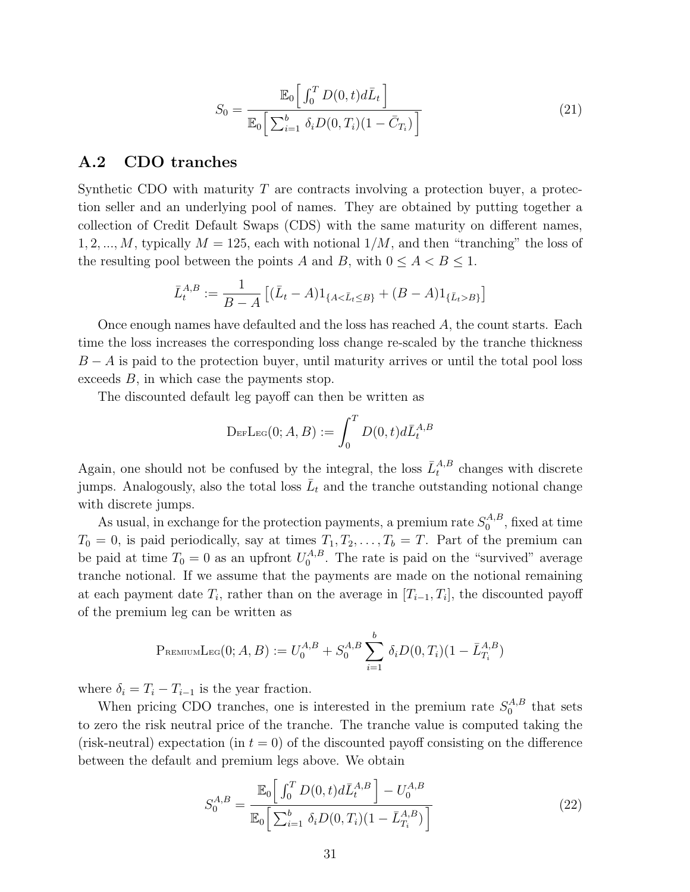$$S_0 = \frac{\mathbb{E}_0\Big[\int_0^T D(0,t) d\bar{L}_t\Big]}{\mathbb{E}_0\Big[\sum_{i=1}^b \delta_i D(0,T_i)(1-\bar{C}_{T_i})\Big]} \tag{21}$$

## A.2 CDO tranches

Synthetic CDO with maturity $T$ are contracts involving a protection buyer, a protection seller and an underlying pool of names. They are obtained by putting together a collection of Credit Default Swaps (CDS) with the same maturity on different names, $1, 2, ..., M$, typically $M = 125$, each with notional $1/M$, and then "tranching" the loss of the resulting pool between the points $A$ and $B$, with $0 \leq A < B \leq 1$.

$$\bar{L}_t^{A,B} := \frac{1}{B-A}\left[(\bar{L}_t - A)1_{\{A<\bar{L}_t\leq B\}} + (B-A)1_{\{\bar{L}_t>B\}}\right]$$

Once enough names have defaulted and the loss has reached $A$, the count starts. Each time the loss increases the corresponding loss change re-scaled by the tranche thickness $B - A$ is paid to the protection buyer, until maturity arrives or until the total pool loss exceeds $B$, in which case the payments stop.

The discounted default leg payoff can then be written as

$$\text{DefLeg}(0; A, B) := \int_0^T D(0,t) d\bar{L}_t^{A,B}$$

Again, one should not be confused by the integral, the loss $\bar{L}_t^{A,B}$ changes with discrete jumps. Analogously, also the total loss $\bar{L}_t$ and the tranche outstanding notional change with discrete jumps.

As usual, in exchange for the protection payments, a premium rate $S_0^{A,B}$, fixed at time $T_0 = 0$, is paid periodically, say at times $T_1, T_2, \ldots, T_b = T$. Part of the premium can be paid at time $T_0 = 0$ as an upfront $U_0^{A,B}$. The rate is paid on the "survived" average tranche notional. If we assume that the payments are made on the notional remaining at each payment date $T_i$, rather than on the average in $[T_{i-1}, T_i]$, the discounted payoff of the premium leg can be written as

$$\text{PremiumLeg}(0; A, B) := U_0^{A,B} + S_0^{A,B} \sum_{i=1}^b \delta_i D(0,T_i)(1 - \bar{L}_{T_i}^{A,B})$$

where $\delta_i = T_i - T_{i-1}$ is the year fraction.

When pricing CDO tranches, one is interested in the premium rate $S_0^{A,B}$ that sets to zero the risk neutral price of the tranche. The tranche value is computed taking the (risk-neutral) expectation (in $t = 0$) of the discounted payoff consisting on the difference between the default and premium legs above. We obtain

$$S_0^{A,B} = \frac{\mathbb{E}_0\Big[\int_0^T D(0,t) d\bar{L}_t^{A,B}\Big] - U_0^{A,B}}{\mathbb{E}_0\Big[\sum_{i=1}^b \delta_i D(0,T_i)(1-\bar{L}_{T_i}^{A,B})\Big]} \tag{22}$$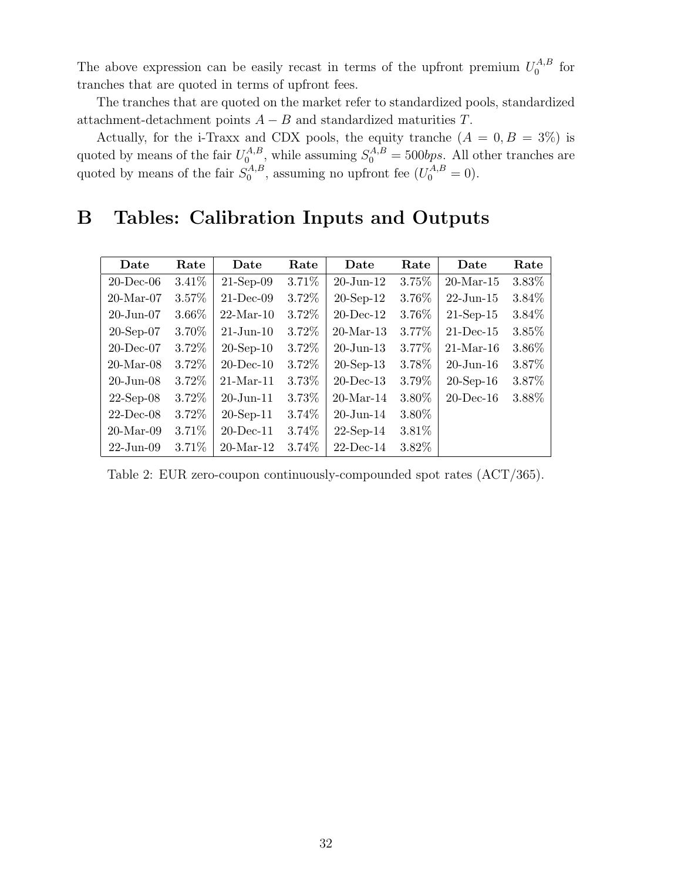The above expression can be easily recast in terms of the upfront premium $U_0^{A,B}$ for tranches that are quoted in terms of upfront fees.

The tranches that are quoted on the market refer to standardized pools, standardized attachment-detachment points $A - B$ and standardized maturities $T$.

Actually, for the i-Traxx and CDX pools, the equity tranche ($A = 0, B = 3\%$) is quoted by means of the fair $U_0^{A,B}$, while assuming $S_0^{A,B} = 500bps$. All other tranches are quoted by means of the fair $S_0^{A,B}$, assuming no upfront fee ($U_0^{A,B} = 0$).

# B Tables: Calibration Inputs and Outputs

| Date | Rate | Date | Rate | Date | Rate | Date | Rate |
|---|---|---|---|---|---|---|---|
| 20-Dec-06 | 3.41% | 21-Sep-09 | 3.71% | 20-Jun-12 | 3.75% | 20-Mar-15 | 3.83% |
| 20-Mar-07 | 3.57% | 21-Dec-09 | 3.72% | 20-Sep-12 | 3.76% | 22-Jun-15 | 3.84% |
| 20-Jun-07 | 3.66% | 22-Mar-10 | 3.72% | 20-Dec-12 | 3.76% | 21-Sep-15 | 3.84% |
| 20-Sep-07 | 3.70% | 21-Jun-10 | 3.72% | 20-Mar-13 | 3.77% | 21-Dec-15 | 3.85% |
| 20-Dec-07 | 3.72% | 20-Sep-10 | 3.72% | 20-Jun-13 | 3.77% | 21-Mar-16 | 3.86% |
| 20-Mar-08 | 3.72% | 20-Dec-10 | 3.72% | 20-Sep-13 | 3.78% | 20-Jun-16 | 3.87% |
| 20-Jun-08 | 3.72% | 21-Mar-11 | 3.73% | 20-Dec-13 | 3.79% | 20-Sep-16 | 3.87% |
| 22-Sep-08 | 3.72% | 20-Jun-11 | 3.73% | 20-Mar-14 | 3.80% | 20-Dec-16 | 3.88% |
| 22-Dec-08 | 3.72% | 20-Sep-11 | 3.74% | 20-Jun-14 | 3.80% | | |
| 20-Mar-09 | 3.71% | 20-Dec-11 | 3.74% | 22-Sep-14 | 3.81% | | |
| 22-Jun-09 | 3.71% | 20-Mar-12 | 3.74% | 22-Dec-14 | 3.82% | | |

Table 2: EUR zero-coupon continuously-compounded spot rates (ACT/365).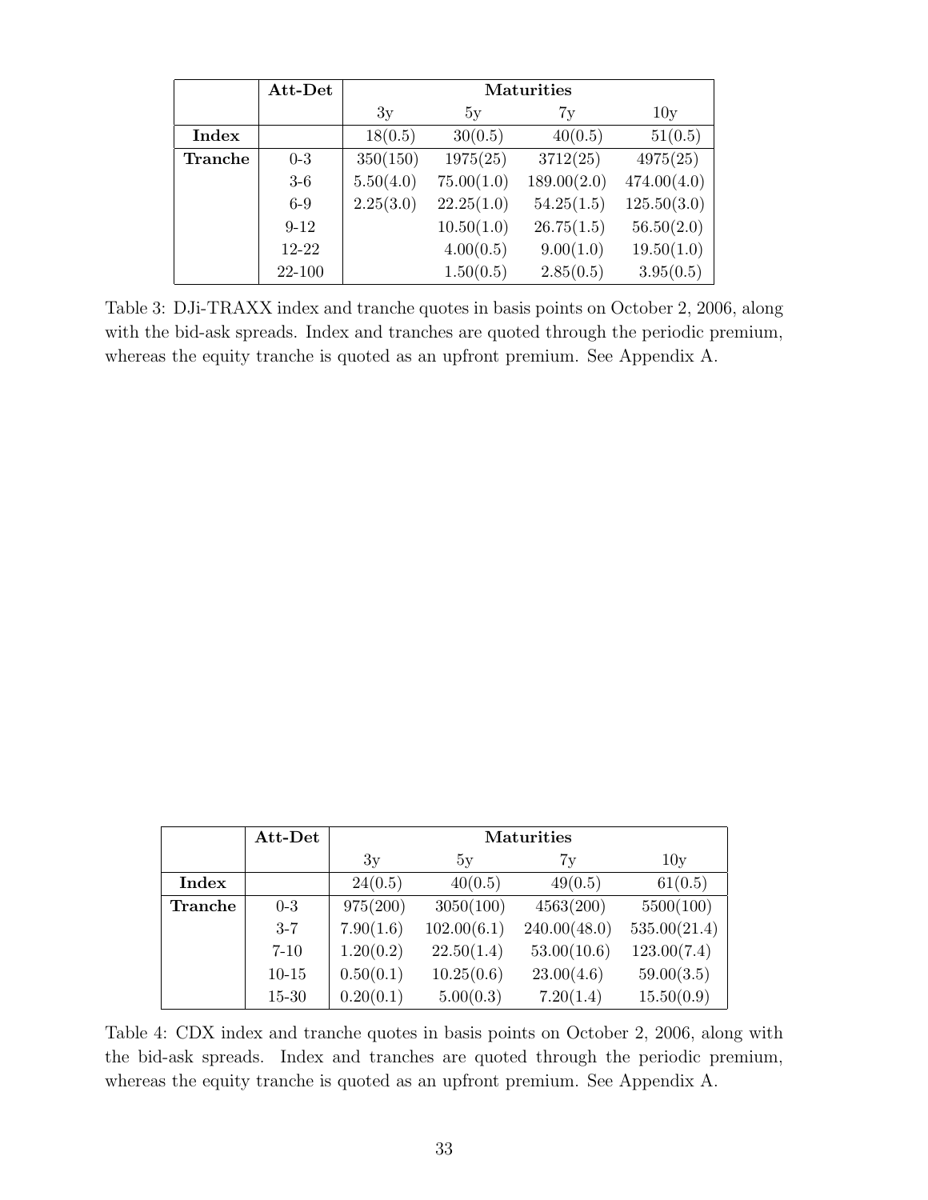| | **Att-Det** | **Maturities** | | | |
|---|---|---|---|---|---|
| | | 3y | 5y | 7y | 10y |
| **Index** | | 18(0.5) | 30(0.5) | 40(0.5) | 51(0.5) |
| **Tranche** | 0-3 | 350(150) | 1975(25) | 3712(25) | 4975(25) |
| | 3-6 | 5.50(4.0) | 75.00(1.0) | 189.00(2.0) | 474.00(4.0) |
| | 6-9 | 2.25(3.0) | 22.25(1.0) | 54.25(1.5) | 125.50(3.0) |
| | 9-12 | | 10.50(1.0) | 26.75(1.5) | 56.50(2.0) |
| | 12-22 | | 4.00(0.5) | 9.00(1.0) | 19.50(1.0) |
| | 22-100 | | 1.50(0.5) | 2.85(0.5) | 3.95(0.5) |

Table 3: DJi-TRAXX index and tranche quotes in basis points on October 2, 2006, along with the bid-ask spreads. Index and tranches are quoted through the periodic premium, whereas the equity tranche is quoted as an upfront premium. See Appendix A.

| | **Att-Det** | **Maturities** | | | |
|---|---|---|---|---|---|
| | | 3y | 5y | 7y | 10y |
| **Index** | | 24(0.5) | 40(0.5) | 49(0.5) | 61(0.5) |
| **Tranche** | 0-3 | 975(200) | 3050(100) | 4563(200) | 5500(100) |
| | 3-7 | 7.90(1.6) | 102.00(6.1) | 240.00(48.0) | 535.00(21.4) |
| | 7-10 | 1.20(0.2) | 22.50(1.4) | 53.00(10.6) | 123.00(7.4) |
| | 10-15 | 0.50(0.1) | 10.25(0.6) | 23.00(4.6) | 59.00(3.5) |
| | 15-30 | 0.20(0.1) | 5.00(0.3) | 7.20(1.4) | 15.50(0.9) |

Table 4: CDX index and tranche quotes in basis points on October 2, 2006, along with the bid-ask spreads. Index and tranches are quoted through the periodic premium, whereas the equity tranche is quoted as an upfront premium. See Appendix A.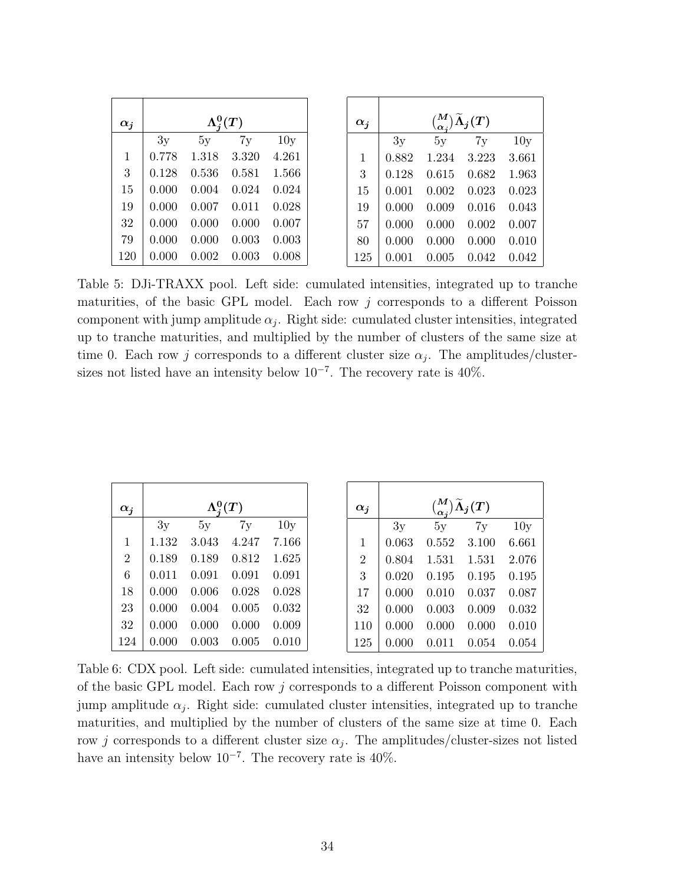| $\alpha_j$ | $\Lambda_j^0(T)$ | | | |
|---|---|---|---|---|
| | 3y | 5y | 7y | 10y |
| 1 | 0.778 | 1.318 | 3.320 | 4.261 |
| 3 | 0.128 | 0.536 | 0.581 | 1.566 |
| 15 | 0.000 | 0.004 | 0.024 | 0.024 |
| 19 | 0.000 | 0.007 | 0.011 | 0.028 |
| 32 | 0.000 | 0.000 | 0.000 | 0.007 |
| 79 | 0.000 | 0.000 | 0.003 | 0.003 |
| 120 | 0.000 | 0.002 | 0.003 | 0.008 |

| $\alpha_j$ | $\binom{M}{\alpha_j}\widetilde{\Lambda}_j(T)$ | | | |
|---|---|---|---|---|
| | 3y | 5y | 7y | 10y |
| 1 | 0.882 | 1.234 | 3.223 | 3.661 |
| 3 | 0.128 | 0.615 | 0.682 | 1.963 |
| 15 | 0.001 | 0.002 | 0.023 | 0.023 |
| 19 | 0.000 | 0.009 | 0.016 | 0.043 |
| 57 | 0.000 | 0.000 | 0.002 | 0.007 |
| 80 | 0.000 | 0.000 | 0.000 | 0.010 |
| 125 | 0.001 | 0.005 | 0.042 | 0.042 |

Table 5: DJi-TRAXX pool. Left side: cumulated intensities, integrated up to tranche maturities, of the basic GPL model. Each row $j$ corresponds to a different Poisson component with jump amplitude $\alpha_j$. Right side: cumulated cluster intensities, integrated up to tranche maturities, and multiplied by the number of clusters of the same size at time 0. Each row $j$ corresponds to a different cluster size $\alpha_j$. The amplitudes/cluster-sizes not listed have an intensity below $10^{-7}$. The recovery rate is 40%.

| $\alpha_j$ | $\Lambda_j^0(T)$ | | | |
|---|---|---|---|---|
| | 3y | 5y | 7y | 10y |
| 1 | 1.132 | 3.043 | 4.247 | 7.166 |
| 2 | 0.189 | 0.189 | 0.812 | 1.625 |
| 6 | 0.011 | 0.091 | 0.091 | 0.091 |
| 18 | 0.000 | 0.006 | 0.028 | 0.028 |
| 23 | 0.000 | 0.004 | 0.005 | 0.032 |
| 32 | 0.000 | 0.000 | 0.000 | 0.009 |
| 124 | 0.000 | 0.003 | 0.005 | 0.010 |

| $\alpha_j$ | $\binom{M}{\alpha_j}\widetilde{\Lambda}_j(T)$ | | | |
|---|---|---|---|---|
| | 3y | 5y | 7y | 10y |
| 1 | 0.063 | 0.552 | 3.100 | 6.661 |
| 2 | 0.804 | 1.531 | 1.531 | 2.076 |
| 3 | 0.020 | 0.195 | 0.195 | 0.195 |
| 17 | 0.000 | 0.010 | 0.037 | 0.087 |
| 32 | 0.000 | 0.003 | 0.009 | 0.032 |
| 110 | 0.000 | 0.000 | 0.000 | 0.010 |
| 125 | 0.000 | 0.011 | 0.054 | 0.054 |

Table 6: CDX pool. Left side: cumulated intensities, integrated up to tranche maturities, of the basic GPL model. Each row $j$ corresponds to a different Poisson component with jump amplitude $\alpha_j$. Right side: cumulated cluster intensities, integrated up to tranche maturities, and multiplied by the number of clusters of the same size at time 0. Each row $j$ corresponds to a different cluster size $\alpha_j$. The amplitudes/cluster-sizes not listed have an intensity below $10^{-7}$. The recovery rate is 40%.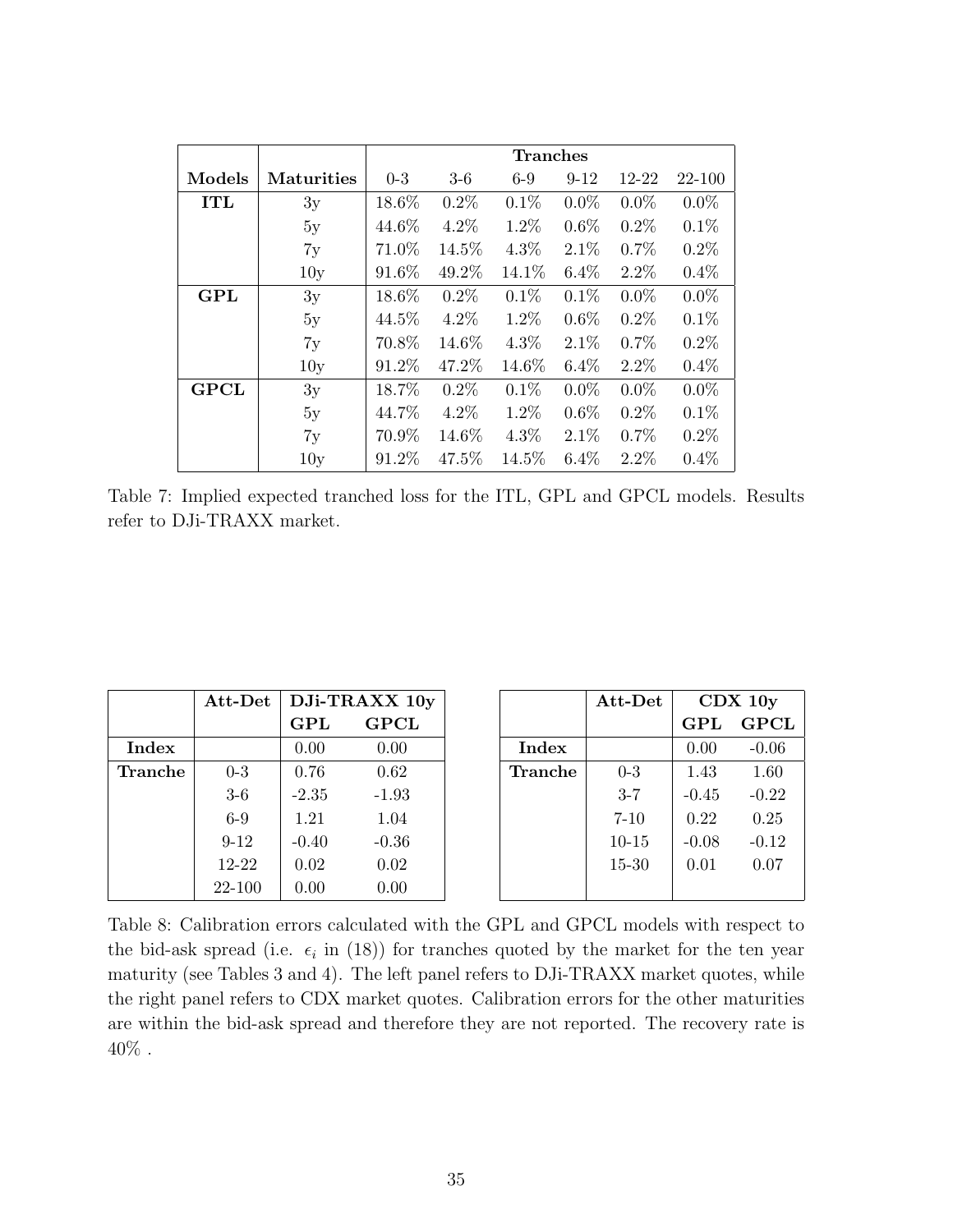| | | Tranches | | | | | |
|---|---|---|---|---|---|---|---|
| **Models** | **Maturities** | 0-3 | 3-6 | 6-9 | 9-12 | 12-22 | 22-100 |
| **ITL** | 3y | 18.6% | 0.2% | 0.1% | 0.0% | 0.0% | 0.0% |
| | 5y | 44.6% | 4.2% | 1.2% | 0.6% | 0.2% | 0.1% |
| | 7y | 71.0% | 14.5% | 4.3% | 2.1% | 0.7% | 0.2% |
| | 10y | 91.6% | 49.2% | 14.1% | 6.4% | 2.2% | 0.4% |
| **GPL** | 3y | 18.6% | 0.2% | 0.1% | 0.1% | 0.0% | 0.0% |
| | 5y | 44.5% | 4.2% | 1.2% | 0.6% | 0.2% | 0.1% |
| | 7y | 70.8% | 14.6% | 4.3% | 2.1% | 0.7% | 0.2% |
| | 10y | 91.2% | 47.2% | 14.6% | 6.4% | 2.2% | 0.4% |
| **GPCL** | 3y | 18.7% | 0.2% | 0.1% | 0.0% | 0.0% | 0.0% |
| | 5y | 44.7% | 4.2% | 1.2% | 0.6% | 0.2% | 0.1% |
| | 7y | 70.9% | 14.6% | 4.3% | 2.1% | 0.7% | 0.2% |
| | 10y | 91.2% | 47.5% | 14.5% | 6.4% | 2.2% | 0.4% |

Table 7: Implied expected tranched loss for the ITL, GPL and GPCL models. Results refer to DJi-TRAXX market.

| | **Att-Det** | **DJi-TRAXX 10y** | |
|---|---|---|---|
| | | **GPL** | **GPCL** |
| **Index** | | 0.00 | 0.00 |
| **Tranche** | 0-3 | 0.76 | 0.62 |
| | 3-6 | -2.35 | -1.93 |
| | 6-9 | 1.21 | 1.04 |
| | 9-12 | -0.40 | -0.36 |
| | 12-22 | 0.02 | 0.02 |
| | 22-100 | 0.00 | 0.00 |

| | **Att-Det** | **CDX 10y** | |
|---|---|---|---|
| | | **GPL** | **GPCL** |
| **Index** | | 0.00 | -0.06 |
| **Tranche** | 0-3 | 1.43 | 1.60 |
| | 3-7 | -0.45 | -0.22 |
| | 7-10 | 0.22 | 0.25 |
| | 10-15 | -0.08 | -0.12 |
| | 15-30 | 0.01 | 0.07 |

Table 8: Calibration errors calculated with the GPL and GPCL models with respect to the bid-ask spread (i.e. $\epsilon_i$ in (18)) for tranches quoted by the market for the ten year maturity (see Tables 3 and 4). The left panel refers to DJi-TRAXX market quotes, while the right panel refers to CDX market quotes. Calibration errors for the other maturities are within the bid-ask spread and therefore they are not reported. The recovery rate is 40% .